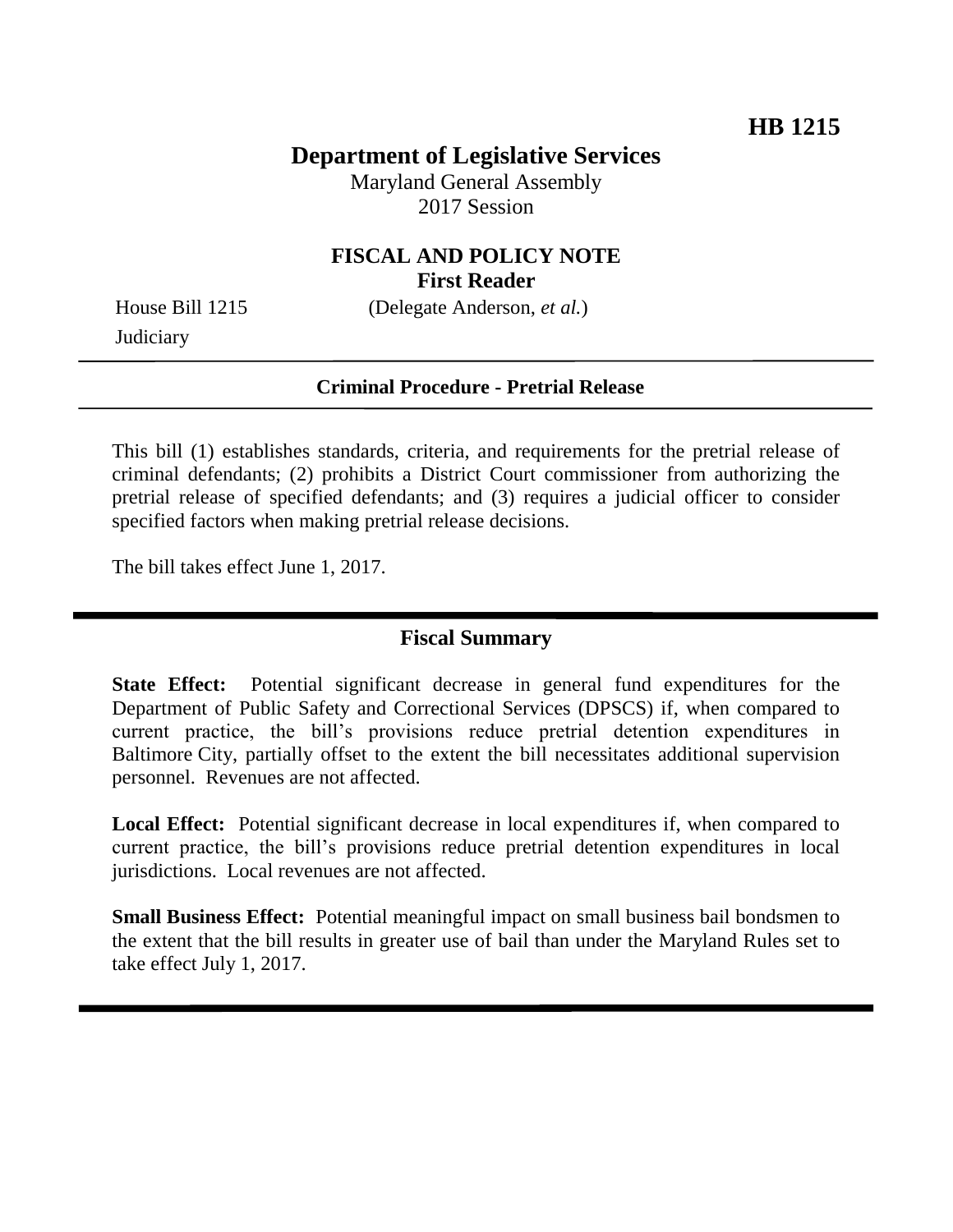**HB 1215**

# Department of Legislative Services

Maryland General Assembly
2017 Session

## FISCAL AND POLICY NOTE
### First Reader

House Bill 1215 (Delegate Anderson, *et al.*)
Judiciary

---

**Criminal Procedure - Pretrial Release**

---

This bill (1) establishes standards, criteria, and requirements for the pretrial release of criminal defendants; (2) prohibits a District Court commissioner from authorizing the pretrial release of specified defendants; and (3) requires a judicial officer to consider specified factors when making pretrial release decisions.

The bill takes effect June 1, 2017.

---

## Fiscal Summary

**State Effect:** Potential significant decrease in general fund expenditures for the Department of Public Safety and Correctional Services (DPSCS) if, when compared to current practice, the bill's provisions reduce pretrial detention expenditures in Baltimore City, partially offset to the extent the bill necessitates additional supervision personnel. Revenues are not affected.

**Local Effect:** Potential significant decrease in local expenditures if, when compared to current practice, the bill's provisions reduce pretrial detention expenditures in local jurisdictions. Local revenues are not affected.

**Small Business Effect:** Potential meaningful impact on small business bail bondsmen to the extent that the bill results in greater use of bail than under the Maryland Rules set to take effect July 1, 2017.

---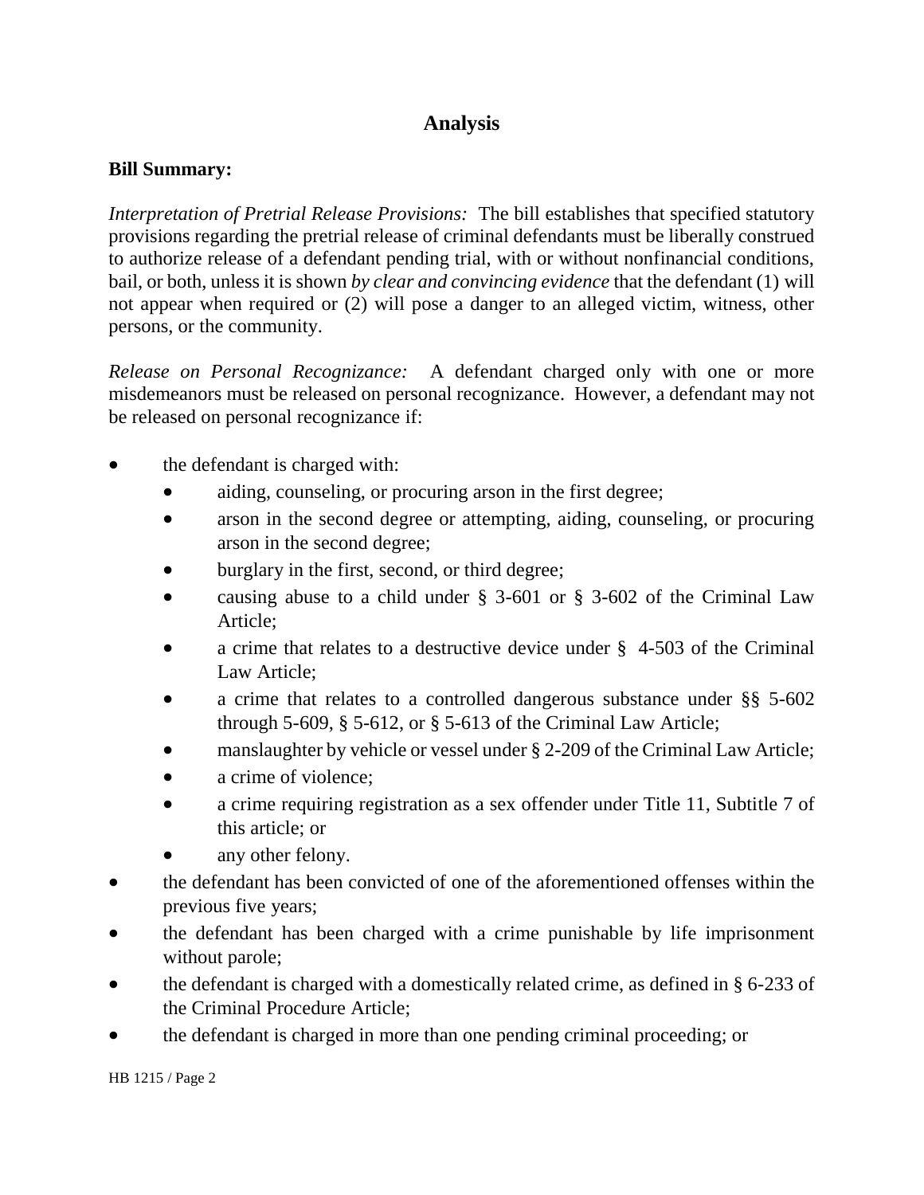## Analysis

**Bill Summary:**

*Interpretation of Pretrial Release Provisions:* The bill establishes that specified statutory provisions regarding the pretrial release of criminal defendants must be liberally construed to authorize release of a defendant pending trial, with or without nonfinancial conditions, bail, or both, unless it is shown *by clear and convincing evidence* that the defendant (1) will not appear when required or (2) will pose a danger to an alleged victim, witness, other persons, or the community.

*Release on Personal Recognizance:* A defendant charged only with one or more misdemeanors must be released on personal recognizance. However, a defendant may not be released on personal recognizance if:

- the defendant is charged with:
  - aiding, counseling, or procuring arson in the first degree;
  - arson in the second degree or attempting, aiding, counseling, or procuring arson in the second degree;
  - burglary in the first, second, or third degree;
  - causing abuse to a child under § 3-601 or § 3-602 of the Criminal Law Article;
  - a crime that relates to a destructive device under § 4-503 of the Criminal Law Article;
  - a crime that relates to a controlled dangerous substance under §§ 5-602 through 5-609, § 5-612, or § 5-613 of the Criminal Law Article;
  - manslaughter by vehicle or vessel under § 2-209 of the Criminal Law Article;
  - a crime of violence;
  - a crime requiring registration as a sex offender under Title 11, Subtitle 7 of this article; or
  - any other felony.
- the defendant has been convicted of one of the aforementioned offenses within the previous five years;
- the defendant has been charged with a crime punishable by life imprisonment without parole;
- the defendant is charged with a domestically related crime, as defined in § 6-233 of the Criminal Procedure Article;
- the defendant is charged in more than one pending criminal proceeding; or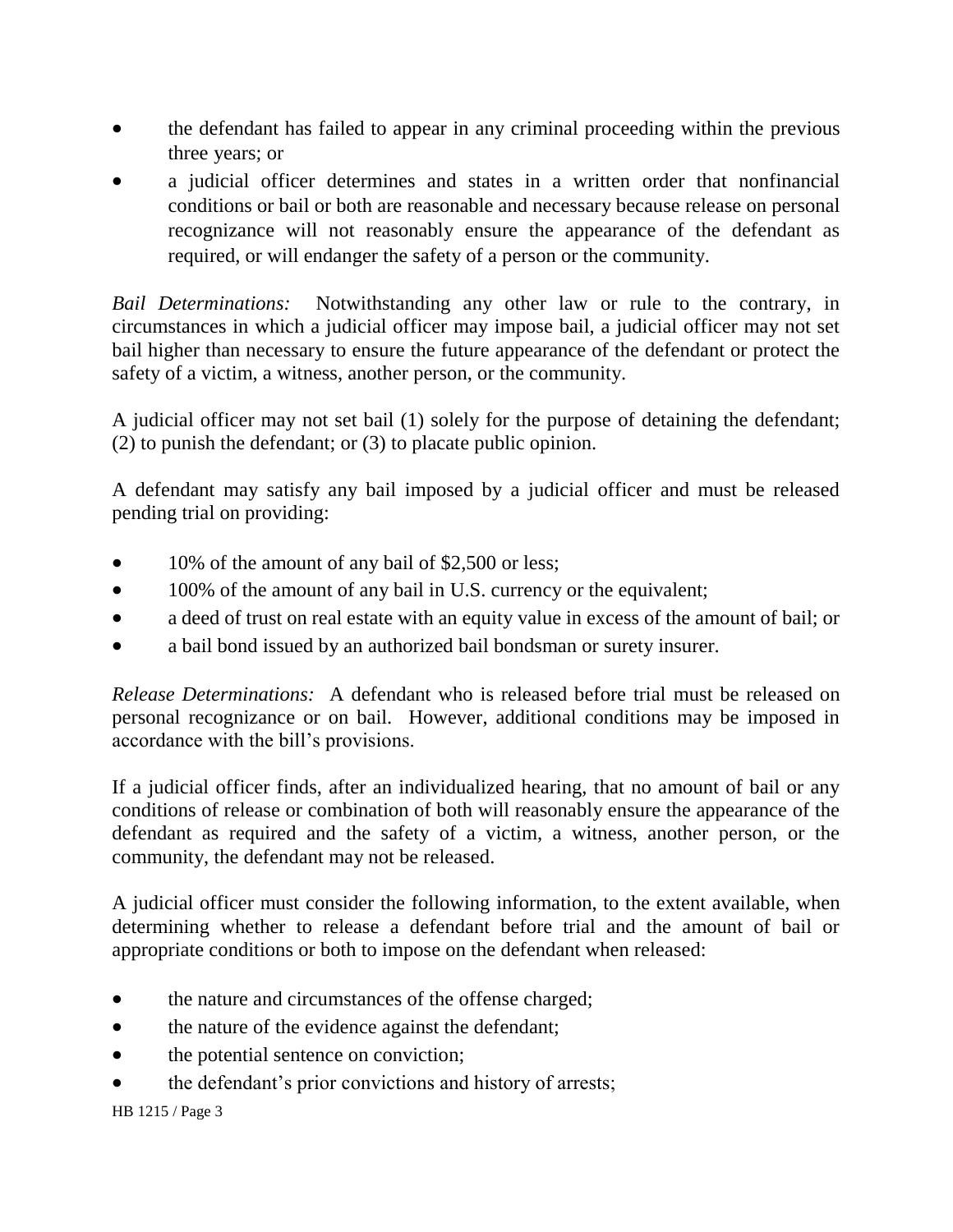- the defendant has failed to appear in any criminal proceeding within the previous three years; or
- a judicial officer determines and states in a written order that nonfinancial conditions or bail or both are reasonable and necessary because release on personal recognizance will not reasonably ensure the appearance of the defendant as required, or will endanger the safety of a person or the community.

*Bail Determinations:* Notwithstanding any other law or rule to the contrary, in circumstances in which a judicial officer may impose bail, a judicial officer may not set bail higher than necessary to ensure the future appearance of the defendant or protect the safety of a victim, a witness, another person, or the community.

A judicial officer may not set bail (1) solely for the purpose of detaining the defendant; (2) to punish the defendant; or (3) to placate public opinion.

A defendant may satisfy any bail imposed by a judicial officer and must be released pending trial on providing:

- 10% of the amount of any bail of $2,500 or less;
- 100% of the amount of any bail in U.S. currency or the equivalent;
- a deed of trust on real estate with an equity value in excess of the amount of bail; or
- a bail bond issued by an authorized bail bondsman or surety insurer.

*Release Determinations:* A defendant who is released before trial must be released on personal recognizance or on bail. However, additional conditions may be imposed in accordance with the bill's provisions.

If a judicial officer finds, after an individualized hearing, that no amount of bail or any conditions of release or combination of both will reasonably ensure the appearance of the defendant as required and the safety of a victim, a witness, another person, or the community, the defendant may not be released.

A judicial officer must consider the following information, to the extent available, when determining whether to release a defendant before trial and the amount of bail or appropriate conditions or both to impose on the defendant when released:

- the nature and circumstances of the offense charged;
- the nature of the evidence against the defendant;
- the potential sentence on conviction;
- the defendant's prior convictions and history of arrests;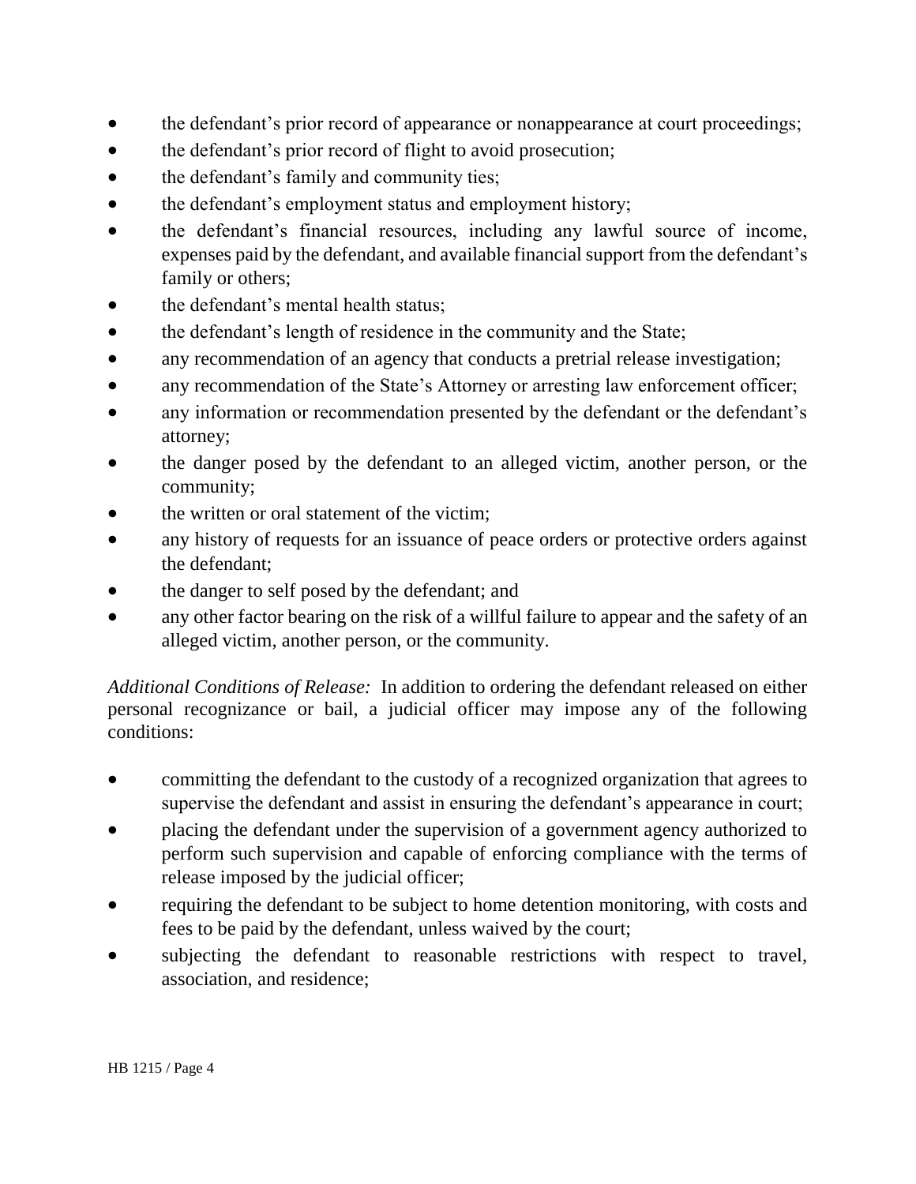- the defendant's prior record of appearance or nonappearance at court proceedings;
- the defendant's prior record of flight to avoid prosecution;
- the defendant's family and community ties;
- the defendant's employment status and employment history;
- the defendant's financial resources, including any lawful source of income, expenses paid by the defendant, and available financial support from the defendant's family or others;
- the defendant's mental health status;
- the defendant's length of residence in the community and the State;
- any recommendation of an agency that conducts a pretrial release investigation;
- any recommendation of the State's Attorney or arresting law enforcement officer;
- any information or recommendation presented by the defendant or the defendant's attorney;
- the danger posed by the defendant to an alleged victim, another person, or the community;
- the written or oral statement of the victim;
- any history of requests for an issuance of peace orders or protective orders against the defendant;
- the danger to self posed by the defendant; and
- any other factor bearing on the risk of a willful failure to appear and the safety of an alleged victim, another person, or the community.

*Additional Conditions of Release:* In addition to ordering the defendant released on either personal recognizance or bail, a judicial officer may impose any of the following conditions:

- committing the defendant to the custody of a recognized organization that agrees to supervise the defendant and assist in ensuring the defendant's appearance in court;
- placing the defendant under the supervision of a government agency authorized to perform such supervision and capable of enforcing compliance with the terms of release imposed by the judicial officer;
- requiring the defendant to be subject to home detention monitoring, with costs and fees to be paid by the defendant, unless waived by the court;
- subjecting the defendant to reasonable restrictions with respect to travel, association, and residence;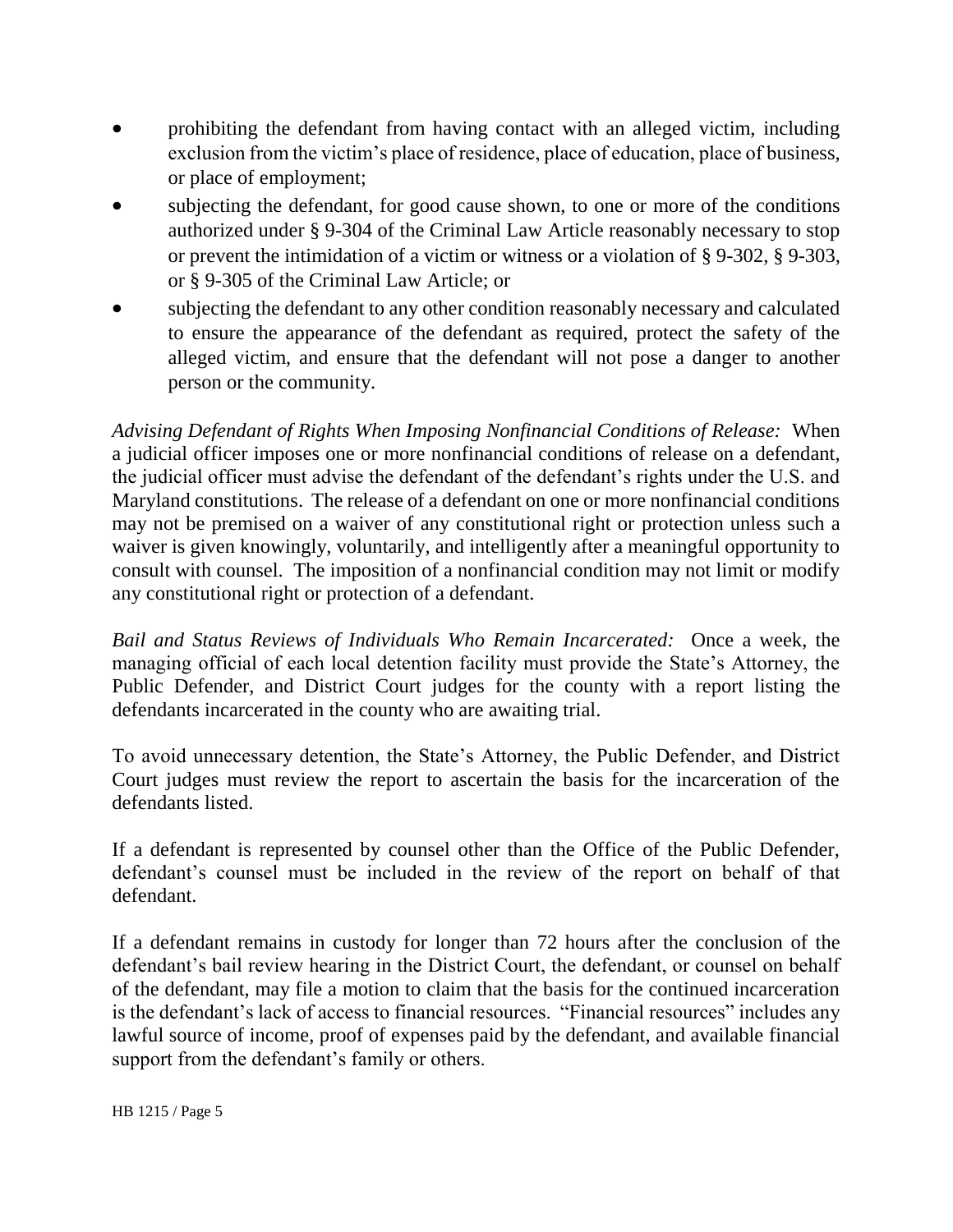- prohibiting the defendant from having contact with an alleged victim, including exclusion from the victim's place of residence, place of education, place of business, or place of employment;
- subjecting the defendant, for good cause shown, to one or more of the conditions authorized under § 9-304 of the Criminal Law Article reasonably necessary to stop or prevent the intimidation of a victim or witness or a violation of § 9-302, § 9-303, or § 9-305 of the Criminal Law Article; or
- subjecting the defendant to any other condition reasonably necessary and calculated to ensure the appearance of the defendant as required, protect the safety of the alleged victim, and ensure that the defendant will not pose a danger to another person or the community.

*Advising Defendant of Rights When Imposing Nonfinancial Conditions of Release:* When a judicial officer imposes one or more nonfinancial conditions of release on a defendant, the judicial officer must advise the defendant of the defendant's rights under the U.S. and Maryland constitutions. The release of a defendant on one or more nonfinancial conditions may not be premised on a waiver of any constitutional right or protection unless such a waiver is given knowingly, voluntarily, and intelligently after a meaningful opportunity to consult with counsel. The imposition of a nonfinancial condition may not limit or modify any constitutional right or protection of a defendant.

*Bail and Status Reviews of Individuals Who Remain Incarcerated:* Once a week, the managing official of each local detention facility must provide the State's Attorney, the Public Defender, and District Court judges for the county with a report listing the defendants incarcerated in the county who are awaiting trial.

To avoid unnecessary detention, the State's Attorney, the Public Defender, and District Court judges must review the report to ascertain the basis for the incarceration of the defendants listed.

If a defendant is represented by counsel other than the Office of the Public Defender, defendant's counsel must be included in the review of the report on behalf of that defendant.

If a defendant remains in custody for longer than 72 hours after the conclusion of the defendant's bail review hearing in the District Court, the defendant, or counsel on behalf of the defendant, may file a motion to claim that the basis for the continued incarceration is the defendant's lack of access to financial resources. "Financial resources" includes any lawful source of income, proof of expenses paid by the defendant, and available financial support from the defendant's family or others.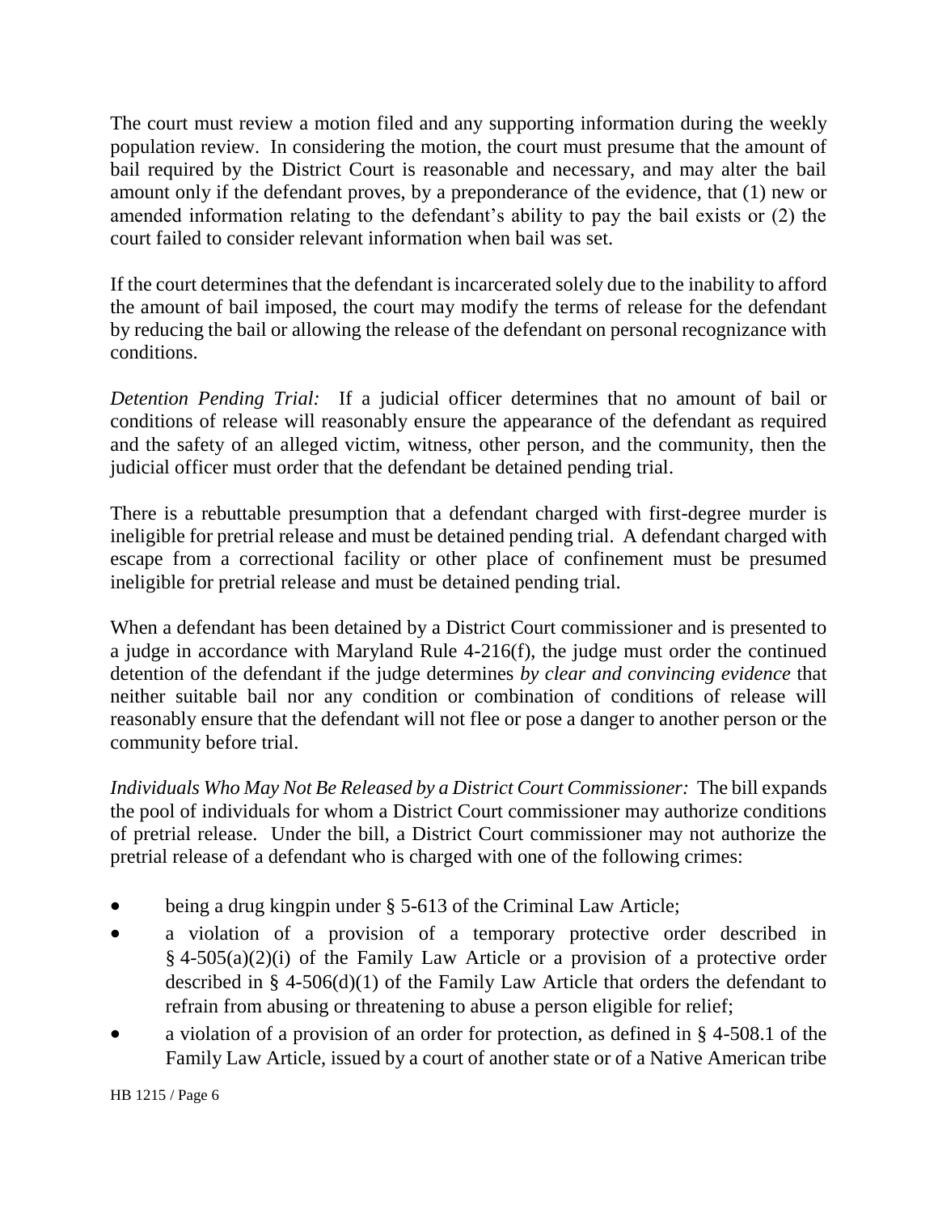The court must review a motion filed and any supporting information during the weekly population review. In considering the motion, the court must presume that the amount of bail required by the District Court is reasonable and necessary, and may alter the bail amount only if the defendant proves, by a preponderance of the evidence, that (1) new or amended information relating to the defendant's ability to pay the bail exists or (2) the court failed to consider relevant information when bail was set.

If the court determines that the defendant is incarcerated solely due to the inability to afford the amount of bail imposed, the court may modify the terms of release for the defendant by reducing the bail or allowing the release of the defendant on personal recognizance with conditions.

*Detention Pending Trial:* If a judicial officer determines that no amount of bail or conditions of release will reasonably ensure the appearance of the defendant as required and the safety of an alleged victim, witness, other person, and the community, then the judicial officer must order that the defendant be detained pending trial.

There is a rebuttable presumption that a defendant charged with first-degree murder is ineligible for pretrial release and must be detained pending trial. A defendant charged with escape from a correctional facility or other place of confinement must be presumed ineligible for pretrial release and must be detained pending trial.

When a defendant has been detained by a District Court commissioner and is presented to a judge in accordance with Maryland Rule 4-216(f), the judge must order the continued detention of the defendant if the judge determines *by clear and convincing evidence* that neither suitable bail nor any condition or combination of conditions of release will reasonably ensure that the defendant will not flee or pose a danger to another person or the community before trial.

*Individuals Who May Not Be Released by a District Court Commissioner:* The bill expands the pool of individuals for whom a District Court commissioner may authorize conditions of pretrial release. Under the bill, a District Court commissioner may not authorize the pretrial release of a defendant who is charged with one of the following crimes:

- being a drug kingpin under § 5-613 of the Criminal Law Article;
- a violation of a provision of a temporary protective order described in § 4-505(a)(2)(i) of the Family Law Article or a provision of a protective order described in § 4-506(d)(1) of the Family Law Article that orders the defendant to refrain from abusing or threatening to abuse a person eligible for relief;
- a violation of a provision of an order for protection, as defined in § 4-508.1 of the Family Law Article, issued by a court of another state or of a Native American tribe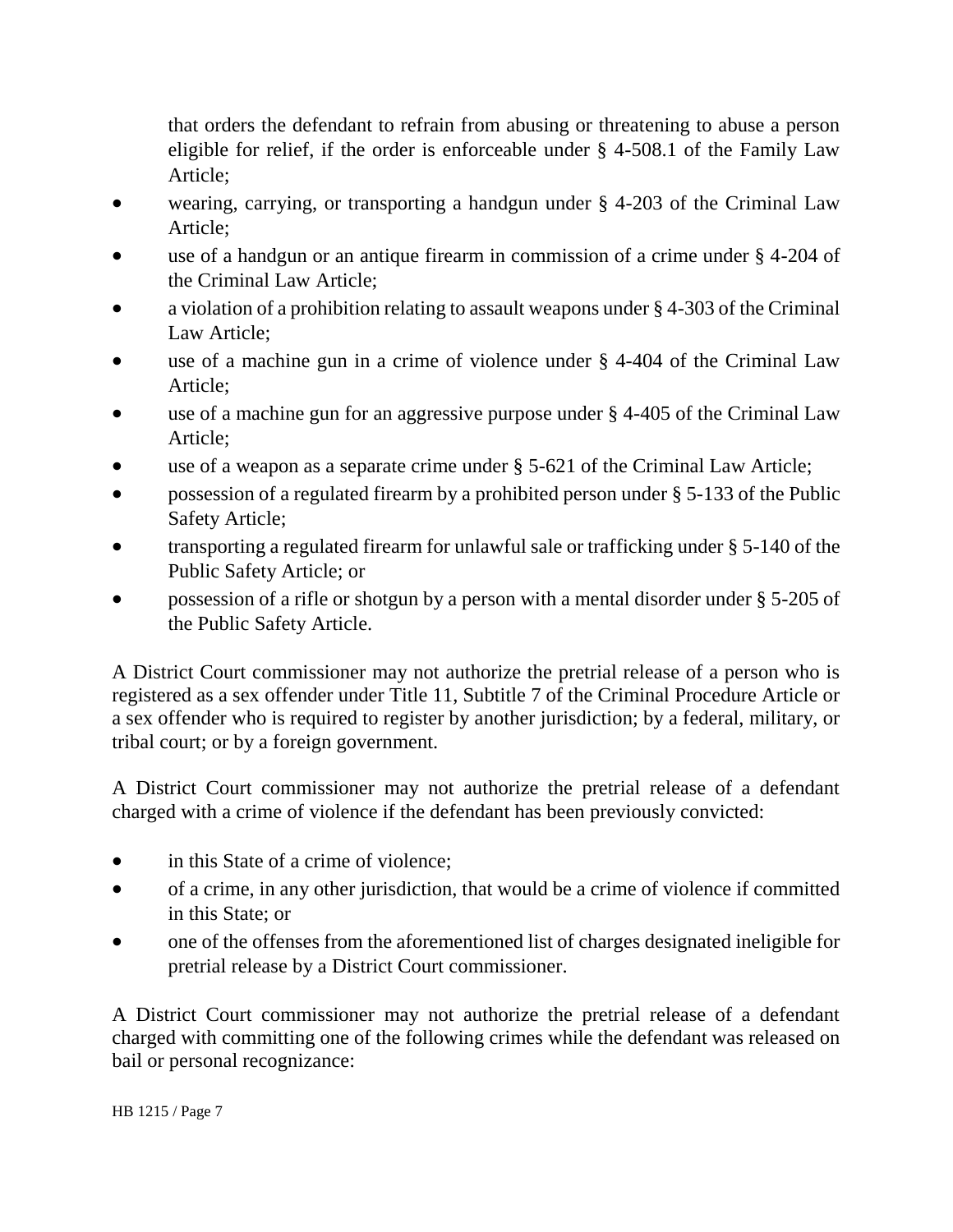that orders the defendant to refrain from abusing or threatening to abuse a person eligible for relief, if the order is enforceable under § 4-508.1 of the Family Law Article;

- wearing, carrying, or transporting a handgun under § 4-203 of the Criminal Law Article;
- use of a handgun or an antique firearm in commission of a crime under § 4-204 of the Criminal Law Article;
- a violation of a prohibition relating to assault weapons under § 4-303 of the Criminal Law Article;
- use of a machine gun in a crime of violence under § 4-404 of the Criminal Law Article;
- use of a machine gun for an aggressive purpose under § 4-405 of the Criminal Law Article;
- use of a weapon as a separate crime under § 5-621 of the Criminal Law Article;
- possession of a regulated firearm by a prohibited person under § 5-133 of the Public Safety Article;
- transporting a regulated firearm for unlawful sale or trafficking under § 5-140 of the Public Safety Article; or
- possession of a rifle or shotgun by a person with a mental disorder under § 5-205 of the Public Safety Article.

A District Court commissioner may not authorize the pretrial release of a person who is registered as a sex offender under Title 11, Subtitle 7 of the Criminal Procedure Article or a sex offender who is required to register by another jurisdiction; by a federal, military, or tribal court; or by a foreign government.

A District Court commissioner may not authorize the pretrial release of a defendant charged with a crime of violence if the defendant has been previously convicted:

- in this State of a crime of violence;
- of a crime, in any other jurisdiction, that would be a crime of violence if committed in this State; or
- one of the offenses from the aforementioned list of charges designated ineligible for pretrial release by a District Court commissioner.

A District Court commissioner may not authorize the pretrial release of a defendant charged with committing one of the following crimes while the defendant was released on bail or personal recognizance: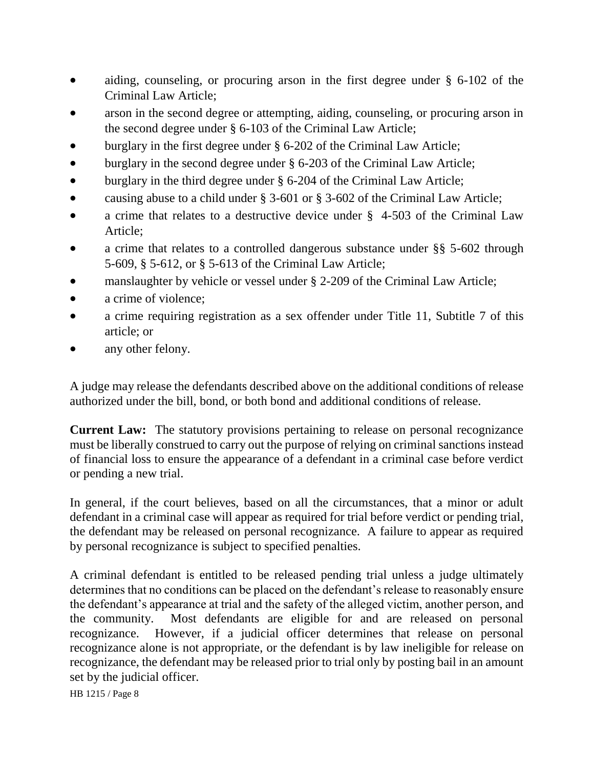- aiding, counseling, or procuring arson in the first degree under § 6-102 of the Criminal Law Article;
- arson in the second degree or attempting, aiding, counseling, or procuring arson in the second degree under § 6-103 of the Criminal Law Article;
- burglary in the first degree under § 6-202 of the Criminal Law Article;
- burglary in the second degree under § 6-203 of the Criminal Law Article;
- burglary in the third degree under § 6-204 of the Criminal Law Article;
- causing abuse to a child under § 3-601 or § 3-602 of the Criminal Law Article;
- a crime that relates to a destructive device under § 4-503 of the Criminal Law Article;
- a crime that relates to a controlled dangerous substance under §§ 5-602 through 5-609, § 5-612, or § 5-613 of the Criminal Law Article;
- manslaughter by vehicle or vessel under § 2-209 of the Criminal Law Article;
- a crime of violence;
- a crime requiring registration as a sex offender under Title 11, Subtitle 7 of this article; or
- any other felony.

A judge may release the defendants described above on the additional conditions of release authorized under the bill, bond, or both bond and additional conditions of release.

**Current Law:** The statutory provisions pertaining to release on personal recognizance must be liberally construed to carry out the purpose of relying on criminal sanctions instead of financial loss to ensure the appearance of a defendant in a criminal case before verdict or pending a new trial.

In general, if the court believes, based on all the circumstances, that a minor or adult defendant in a criminal case will appear as required for trial before verdict or pending trial, the defendant may be released on personal recognizance. A failure to appear as required by personal recognizance is subject to specified penalties.

A criminal defendant is entitled to be released pending trial unless a judge ultimately determines that no conditions can be placed on the defendant's release to reasonably ensure the defendant's appearance at trial and the safety of the alleged victim, another person, and the community. Most defendants are eligible for and are released on personal recognizance. However, if a judicial officer determines that release on personal recognizance alone is not appropriate, or the defendant is by law ineligible for release on recognizance, the defendant may be released prior to trial only by posting bail in an amount set by the judicial officer.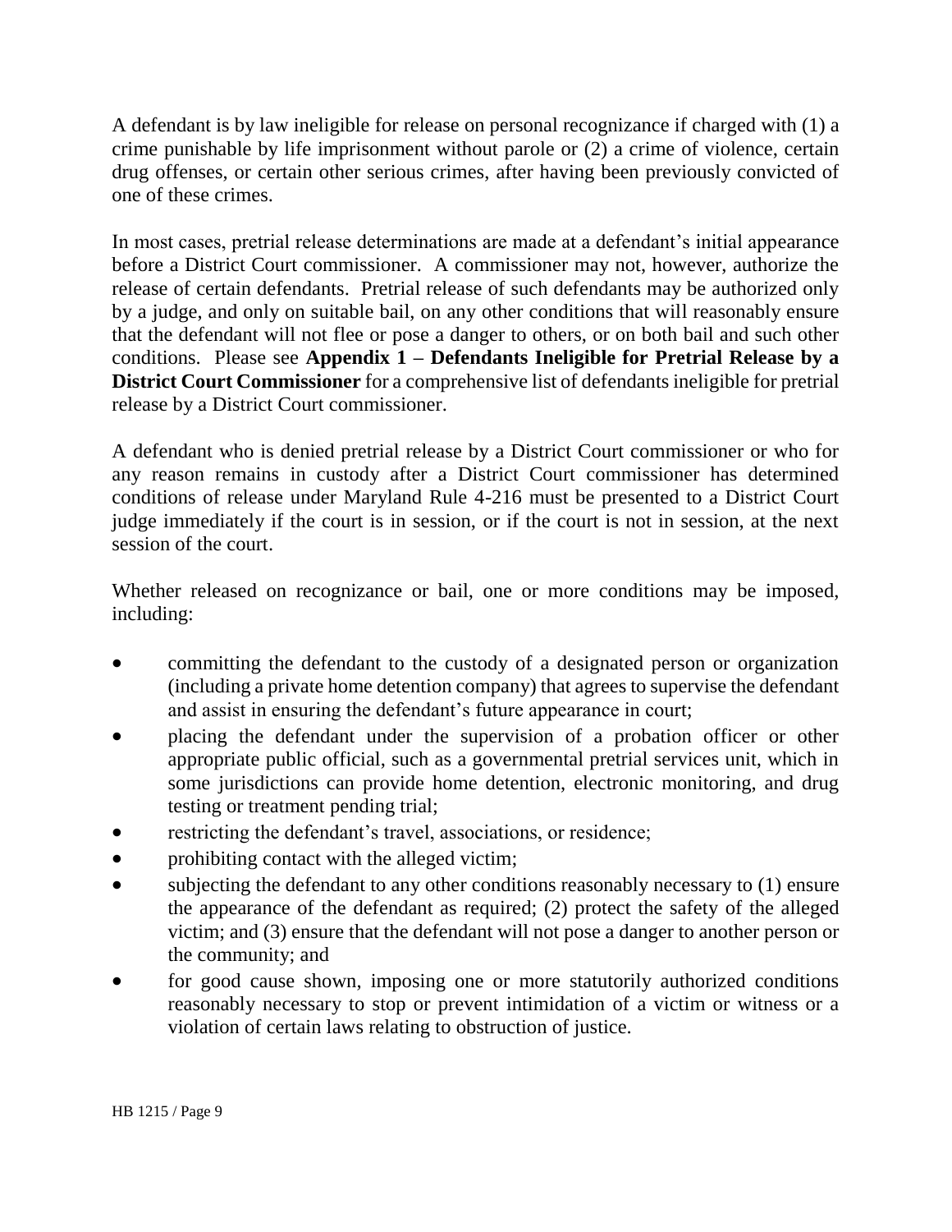A defendant is by law ineligible for release on personal recognizance if charged with (1) a crime punishable by life imprisonment without parole or (2) a crime of violence, certain drug offenses, or certain other serious crimes, after having been previously convicted of one of these crimes.

In most cases, pretrial release determinations are made at a defendant's initial appearance before a District Court commissioner. A commissioner may not, however, authorize the release of certain defendants. Pretrial release of such defendants may be authorized only by a judge, and only on suitable bail, on any other conditions that will reasonably ensure that the defendant will not flee or pose a danger to others, or on both bail and such other conditions. Please see **Appendix 1 – Defendants Ineligible for Pretrial Release by a District Court Commissioner** for a comprehensive list of defendants ineligible for pretrial release by a District Court commissioner.

A defendant who is denied pretrial release by a District Court commissioner or who for any reason remains in custody after a District Court commissioner has determined conditions of release under Maryland Rule 4-216 must be presented to a District Court judge immediately if the court is in session, or if the court is not in session, at the next session of the court.

Whether released on recognizance or bail, one or more conditions may be imposed, including:

- committing the defendant to the custody of a designated person or organization (including a private home detention company) that agrees to supervise the defendant and assist in ensuring the defendant's future appearance in court;
- placing the defendant under the supervision of a probation officer or other appropriate public official, such as a governmental pretrial services unit, which in some jurisdictions can provide home detention, electronic monitoring, and drug testing or treatment pending trial;
- restricting the defendant's travel, associations, or residence;
- prohibiting contact with the alleged victim;
- subjecting the defendant to any other conditions reasonably necessary to (1) ensure the appearance of the defendant as required; (2) protect the safety of the alleged victim; and (3) ensure that the defendant will not pose a danger to another person or the community; and
- for good cause shown, imposing one or more statutorily authorized conditions reasonably necessary to stop or prevent intimidation of a victim or witness or a violation of certain laws relating to obstruction of justice.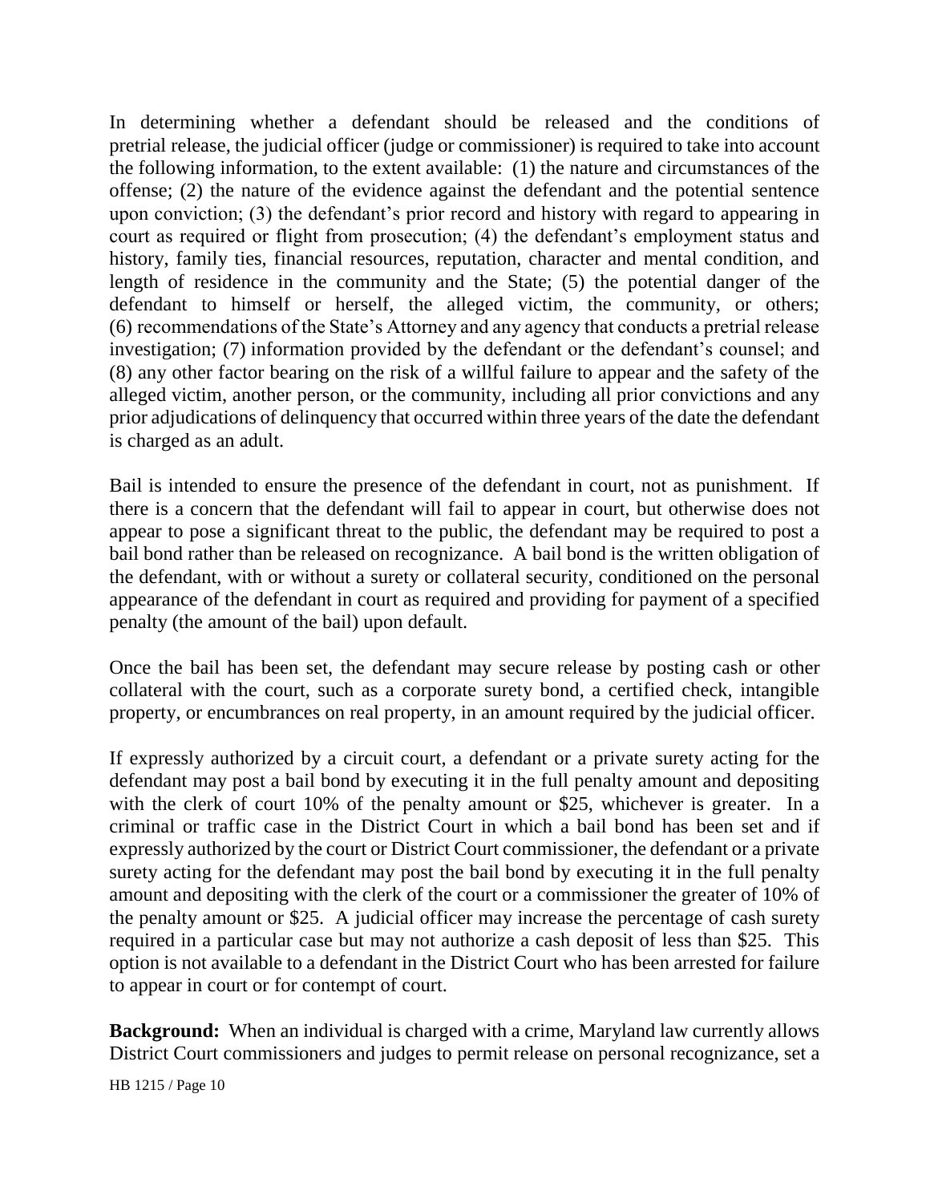In determining whether a defendant should be released and the conditions of pretrial release, the judicial officer (judge or commissioner) is required to take into account the following information, to the extent available: (1) the nature and circumstances of the offense; (2) the nature of the evidence against the defendant and the potential sentence upon conviction; (3) the defendant's prior record and history with regard to appearing in court as required or flight from prosecution; (4) the defendant's employment status and history, family ties, financial resources, reputation, character and mental condition, and length of residence in the community and the State; (5) the potential danger of the defendant to himself or herself, the alleged victim, the community, or others; (6) recommendations of the State's Attorney and any agency that conducts a pretrial release investigation; (7) information provided by the defendant or the defendant's counsel; and (8) any other factor bearing on the risk of a willful failure to appear and the safety of the alleged victim, another person, or the community, including all prior convictions and any prior adjudications of delinquency that occurred within three years of the date the defendant is charged as an adult.

Bail is intended to ensure the presence of the defendant in court, not as punishment. If there is a concern that the defendant will fail to appear in court, but otherwise does not appear to pose a significant threat to the public, the defendant may be required to post a bail bond rather than be released on recognizance. A bail bond is the written obligation of the defendant, with or without a surety or collateral security, conditioned on the personal appearance of the defendant in court as required and providing for payment of a specified penalty (the amount of the bail) upon default.

Once the bail has been set, the defendant may secure release by posting cash or other collateral with the court, such as a corporate surety bond, a certified check, intangible property, or encumbrances on real property, in an amount required by the judicial officer.

If expressly authorized by a circuit court, a defendant or a private surety acting for the defendant may post a bail bond by executing it in the full penalty amount and depositing with the clerk of court 10% of the penalty amount or $25, whichever is greater. In a criminal or traffic case in the District Court in which a bail bond has been set and if expressly authorized by the court or District Court commissioner, the defendant or a private surety acting for the defendant may post the bail bond by executing it in the full penalty amount and depositing with the clerk of the court or a commissioner the greater of 10% of the penalty amount or $25. A judicial officer may increase the percentage of cash surety required in a particular case but may not authorize a cash deposit of less than $25. This option is not available to a defendant in the District Court who has been arrested for failure to appear in court or for contempt of court.

**Background:** When an individual is charged with a crime, Maryland law currently allows District Court commissioners and judges to permit release on personal recognizance, set a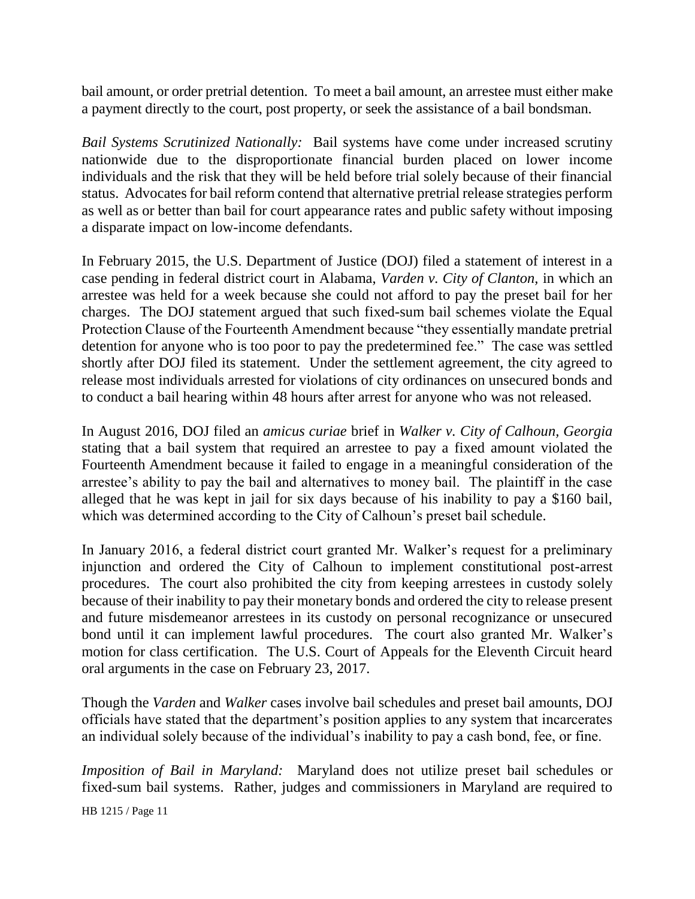bail amount, or order pretrial detention. To meet a bail amount, an arrestee must either make a payment directly to the court, post property, or seek the assistance of a bail bondsman.

*Bail Systems Scrutinized Nationally:* Bail systems have come under increased scrutiny nationwide due to the disproportionate financial burden placed on lower income individuals and the risk that they will be held before trial solely because of their financial status. Advocates for bail reform contend that alternative pretrial release strategies perform as well as or better than bail for court appearance rates and public safety without imposing a disparate impact on low-income defendants.

In February 2015, the U.S. Department of Justice (DOJ) filed a statement of interest in a case pending in federal district court in Alabama, *Varden v. City of Clanton*, in which an arrestee was held for a week because she could not afford to pay the preset bail for her charges. The DOJ statement argued that such fixed-sum bail schemes violate the Equal Protection Clause of the Fourteenth Amendment because "they essentially mandate pretrial detention for anyone who is too poor to pay the predetermined fee." The case was settled shortly after DOJ filed its statement. Under the settlement agreement, the city agreed to release most individuals arrested for violations of city ordinances on unsecured bonds and to conduct a bail hearing within 48 hours after arrest for anyone who was not released.

In August 2016, DOJ filed an *amicus curiae* brief in *Walker v. City of Calhoun, Georgia* stating that a bail system that required an arrestee to pay a fixed amount violated the Fourteenth Amendment because it failed to engage in a meaningful consideration of the arrestee's ability to pay the bail and alternatives to money bail. The plaintiff in the case alleged that he was kept in jail for six days because of his inability to pay a $160 bail, which was determined according to the City of Calhoun's preset bail schedule.

In January 2016, a federal district court granted Mr. Walker's request for a preliminary injunction and ordered the City of Calhoun to implement constitutional post-arrest procedures. The court also prohibited the city from keeping arrestees in custody solely because of their inability to pay their monetary bonds and ordered the city to release present and future misdemeanor arrestees in its custody on personal recognizance or unsecured bond until it can implement lawful procedures. The court also granted Mr. Walker's motion for class certification. The U.S. Court of Appeals for the Eleventh Circuit heard oral arguments in the case on February 23, 2017.

Though the *Varden* and *Walker* cases involve bail schedules and preset bail amounts, DOJ officials have stated that the department's position applies to any system that incarcerates an individual solely because of the individual's inability to pay a cash bond, fee, or fine.

*Imposition of Bail in Maryland:* Maryland does not utilize preset bail schedules or fixed-sum bail systems. Rather, judges and commissioners in Maryland are required to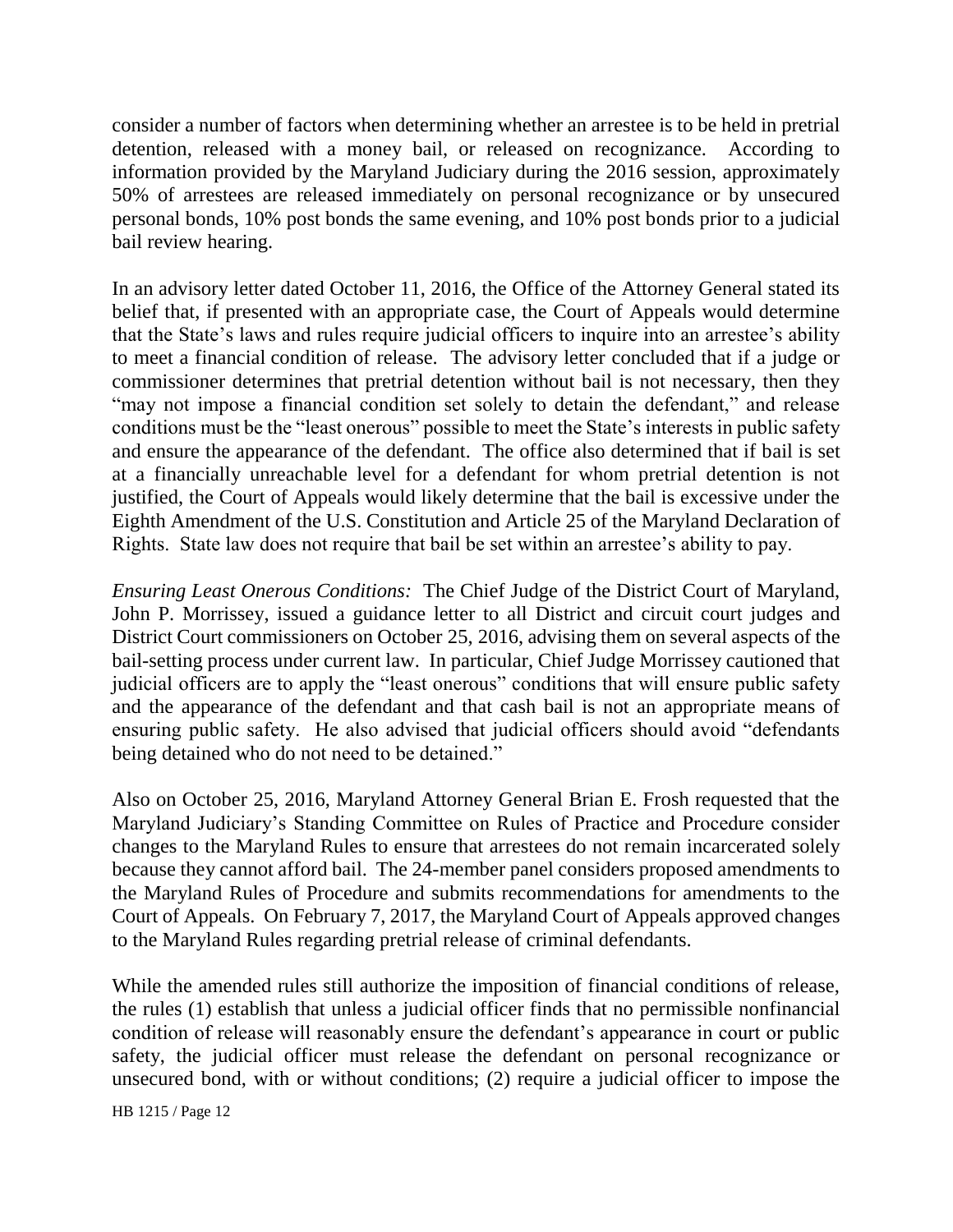consider a number of factors when determining whether an arrestee is to be held in pretrial detention, released with a money bail, or released on recognizance. According to information provided by the Maryland Judiciary during the 2016 session, approximately 50% of arrestees are released immediately on personal recognizance or by unsecured personal bonds, 10% post bonds the same evening, and 10% post bonds prior to a judicial bail review hearing.

In an advisory letter dated October 11, 2016, the Office of the Attorney General stated its belief that, if presented with an appropriate case, the Court of Appeals would determine that the State's laws and rules require judicial officers to inquire into an arrestee's ability to meet a financial condition of release. The advisory letter concluded that if a judge or commissioner determines that pretrial detention without bail is not necessary, then they "may not impose a financial condition set solely to detain the defendant," and release conditions must be the "least onerous" possible to meet the State's interests in public safety and ensure the appearance of the defendant. The office also determined that if bail is set at a financially unreachable level for a defendant for whom pretrial detention is not justified, the Court of Appeals would likely determine that the bail is excessive under the Eighth Amendment of the U.S. Constitution and Article 25 of the Maryland Declaration of Rights. State law does not require that bail be set within an arrestee's ability to pay.

*Ensuring Least Onerous Conditions:* The Chief Judge of the District Court of Maryland, John P. Morrissey, issued a guidance letter to all District and circuit court judges and District Court commissioners on October 25, 2016, advising them on several aspects of the bail-setting process under current law. In particular, Chief Judge Morrissey cautioned that judicial officers are to apply the "least onerous" conditions that will ensure public safety and the appearance of the defendant and that cash bail is not an appropriate means of ensuring public safety. He also advised that judicial officers should avoid "defendants being detained who do not need to be detained."

Also on October 25, 2016, Maryland Attorney General Brian E. Frosh requested that the Maryland Judiciary's Standing Committee on Rules of Practice and Procedure consider changes to the Maryland Rules to ensure that arrestees do not remain incarcerated solely because they cannot afford bail. The 24-member panel considers proposed amendments to the Maryland Rules of Procedure and submits recommendations for amendments to the Court of Appeals. On February 7, 2017, the Maryland Court of Appeals approved changes to the Maryland Rules regarding pretrial release of criminal defendants.

While the amended rules still authorize the imposition of financial conditions of release, the rules (1) establish that unless a judicial officer finds that no permissible nonfinancial condition of release will reasonably ensure the defendant's appearance in court or public safety, the judicial officer must release the defendant on personal recognizance or unsecured bond, with or without conditions; (2) require a judicial officer to impose the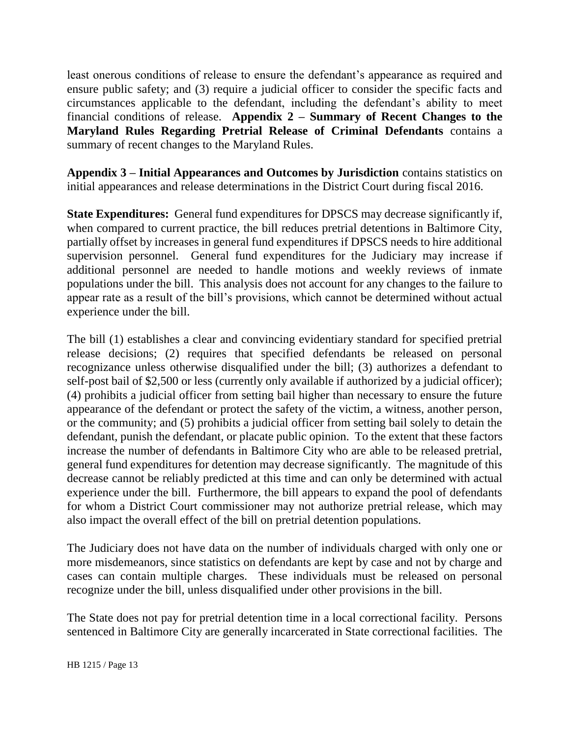least onerous conditions of release to ensure the defendant's appearance as required and ensure public safety; and (3) require a judicial officer to consider the specific facts and circumstances applicable to the defendant, including the defendant's ability to meet financial conditions of release. **Appendix 2 – Summary of Recent Changes to the Maryland Rules Regarding Pretrial Release of Criminal Defendants** contains a summary of recent changes to the Maryland Rules.

**Appendix 3 – Initial Appearances and Outcomes by Jurisdiction** contains statistics on initial appearances and release determinations in the District Court during fiscal 2016.

**State Expenditures:** General fund expenditures for DPSCS may decrease significantly if, when compared to current practice, the bill reduces pretrial detentions in Baltimore City, partially offset by increases in general fund expenditures if DPSCS needs to hire additional supervision personnel. General fund expenditures for the Judiciary may increase if additional personnel are needed to handle motions and weekly reviews of inmate populations under the bill. This analysis does not account for any changes to the failure to appear rate as a result of the bill's provisions, which cannot be determined without actual experience under the bill.

The bill (1) establishes a clear and convincing evidentiary standard for specified pretrial release decisions; (2) requires that specified defendants be released on personal recognizance unless otherwise disqualified under the bill; (3) authorizes a defendant to self-post bail of $2,500 or less (currently only available if authorized by a judicial officer); (4) prohibits a judicial officer from setting bail higher than necessary to ensure the future appearance of the defendant or protect the safety of the victim, a witness, another person, or the community; and (5) prohibits a judicial officer from setting bail solely to detain the defendant, punish the defendant, or placate public opinion. To the extent that these factors increase the number of defendants in Baltimore City who are able to be released pretrial, general fund expenditures for detention may decrease significantly. The magnitude of this decrease cannot be reliably predicted at this time and can only be determined with actual experience under the bill. Furthermore, the bill appears to expand the pool of defendants for whom a District Court commissioner may not authorize pretrial release, which may also impact the overall effect of the bill on pretrial detention populations.

The Judiciary does not have data on the number of individuals charged with only one or more misdemeanors, since statistics on defendants are kept by case and not by charge and cases can contain multiple charges. These individuals must be released on personal recognize under the bill, unless disqualified under other provisions in the bill.

The State does not pay for pretrial detention time in a local correctional facility. Persons sentenced in Baltimore City are generally incarcerated in State correctional facilities. The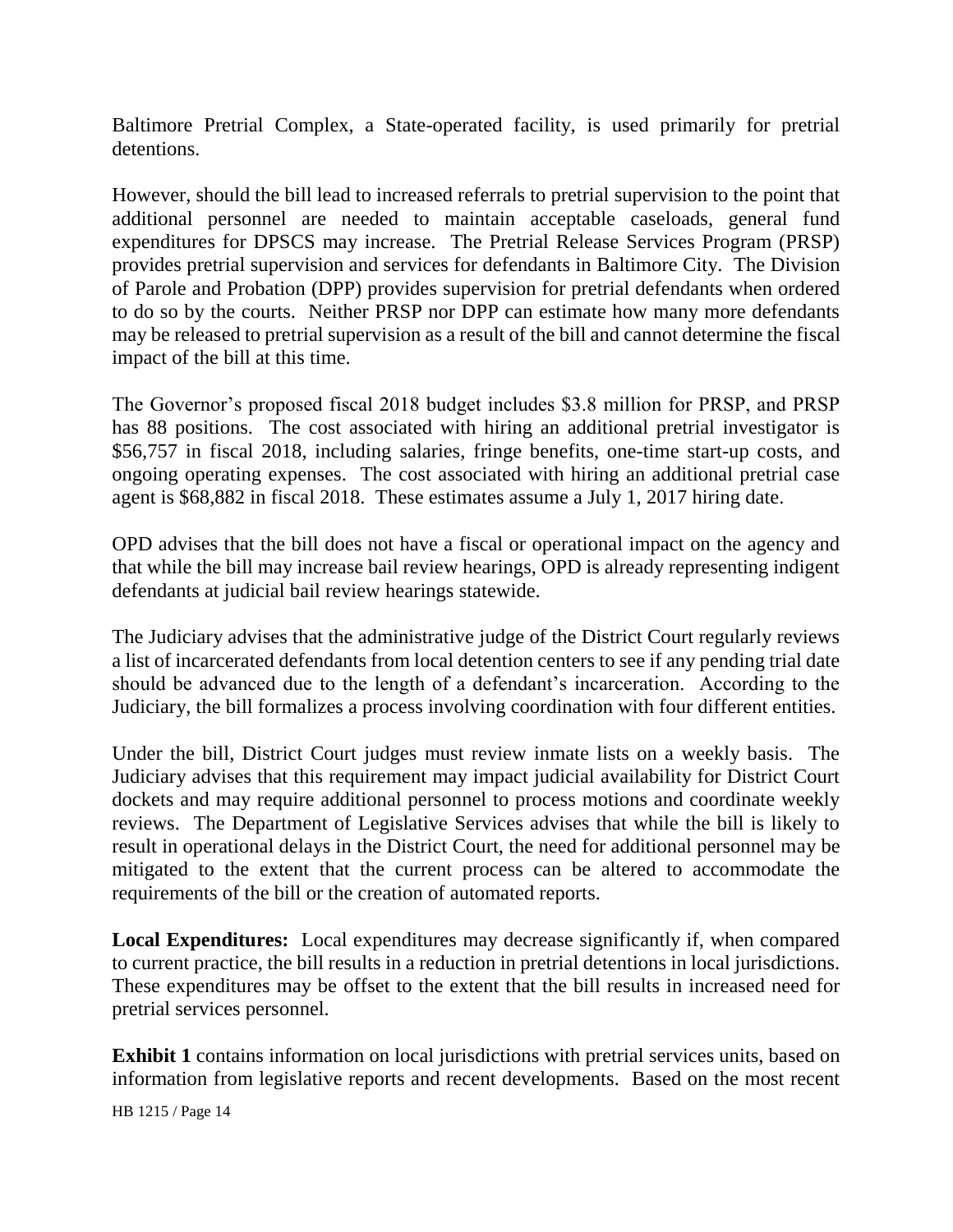Baltimore Pretrial Complex, a State-operated facility, is used primarily for pretrial detentions.

However, should the bill lead to increased referrals to pretrial supervision to the point that additional personnel are needed to maintain acceptable caseloads, general fund expenditures for DPSCS may increase. The Pretrial Release Services Program (PRSP) provides pretrial supervision and services for defendants in Baltimore City. The Division of Parole and Probation (DPP) provides supervision for pretrial defendants when ordered to do so by the courts. Neither PRSP nor DPP can estimate how many more defendants may be released to pretrial supervision as a result of the bill and cannot determine the fiscal impact of the bill at this time.

The Governor's proposed fiscal 2018 budget includes $3.8 million for PRSP, and PRSP has 88 positions. The cost associated with hiring an additional pretrial investigator is $56,757 in fiscal 2018, including salaries, fringe benefits, one-time start-up costs, and ongoing operating expenses. The cost associated with hiring an additional pretrial case agent is $68,882 in fiscal 2018. These estimates assume a July 1, 2017 hiring date.

OPD advises that the bill does not have a fiscal or operational impact on the agency and that while the bill may increase bail review hearings, OPD is already representing indigent defendants at judicial bail review hearings statewide.

The Judiciary advises that the administrative judge of the District Court regularly reviews a list of incarcerated defendants from local detention centers to see if any pending trial date should be advanced due to the length of a defendant's incarceration. According to the Judiciary, the bill formalizes a process involving coordination with four different entities.

Under the bill, District Court judges must review inmate lists on a weekly basis. The Judiciary advises that this requirement may impact judicial availability for District Court dockets and may require additional personnel to process motions and coordinate weekly reviews. The Department of Legislative Services advises that while the bill is likely to result in operational delays in the District Court, the need for additional personnel may be mitigated to the extent that the current process can be altered to accommodate the requirements of the bill or the creation of automated reports.

**Local Expenditures:** Local expenditures may decrease significantly if, when compared to current practice, the bill results in a reduction in pretrial detentions in local jurisdictions. These expenditures may be offset to the extent that the bill results in increased need for pretrial services personnel.

**Exhibit 1** contains information on local jurisdictions with pretrial services units, based on information from legislative reports and recent developments. Based on the most recent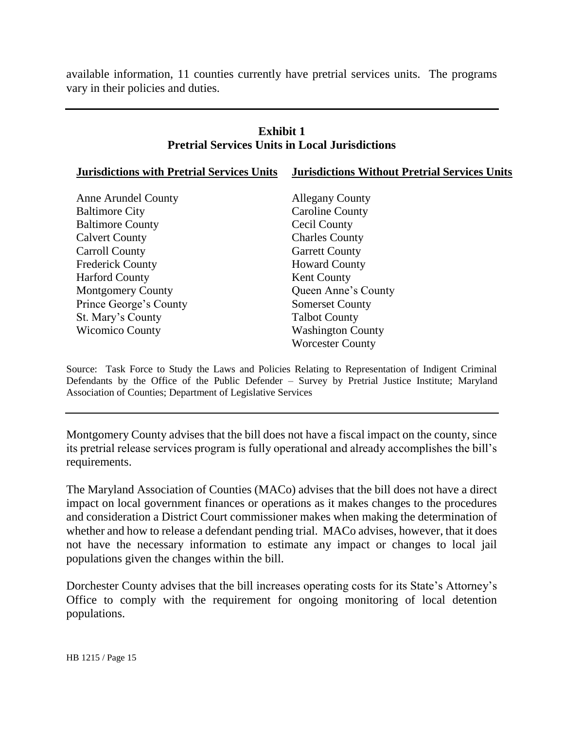available information, 11 counties currently have pretrial services units. The programs vary in their policies and duties.

**Exhibit 1**
**Pretrial Services Units in Local Jurisdictions**

| Jurisdictions with Pretrial Services Units | Jurisdictions Without Pretrial Services Units |
|---|---|
| Anne Arundel County | Allegany County |
| Baltimore City | Caroline County |
| Baltimore County | Cecil County |
| Calvert County | Charles County |
| Carroll County | Garrett County |
| Frederick County | Howard County |
| Harford County | Kent County |
| Montgomery County | Queen Anne's County |
| Prince George's County | Somerset County |
| St. Mary's County | Talbot County |
| Wicomico County | Washington County |
| | Worcester County |

Source: Task Force to Study the Laws and Policies Relating to Representation of Indigent Criminal Defendants by the Office of the Public Defender – Survey by Pretrial Justice Institute; Maryland Association of Counties; Department of Legislative Services

Montgomery County advises that the bill does not have a fiscal impact on the county, since its pretrial release services program is fully operational and already accomplishes the bill's requirements.

The Maryland Association of Counties (MACo) advises that the bill does not have a direct impact on local government finances or operations as it makes changes to the procedures and consideration a District Court commissioner makes when making the determination of whether and how to release a defendant pending trial. MACo advises, however, that it does not have the necessary information to estimate any impact or changes to local jail populations given the changes within the bill.

Dorchester County advises that the bill increases operating costs for its State's Attorney's Office to comply with the requirement for ongoing monitoring of local detention populations.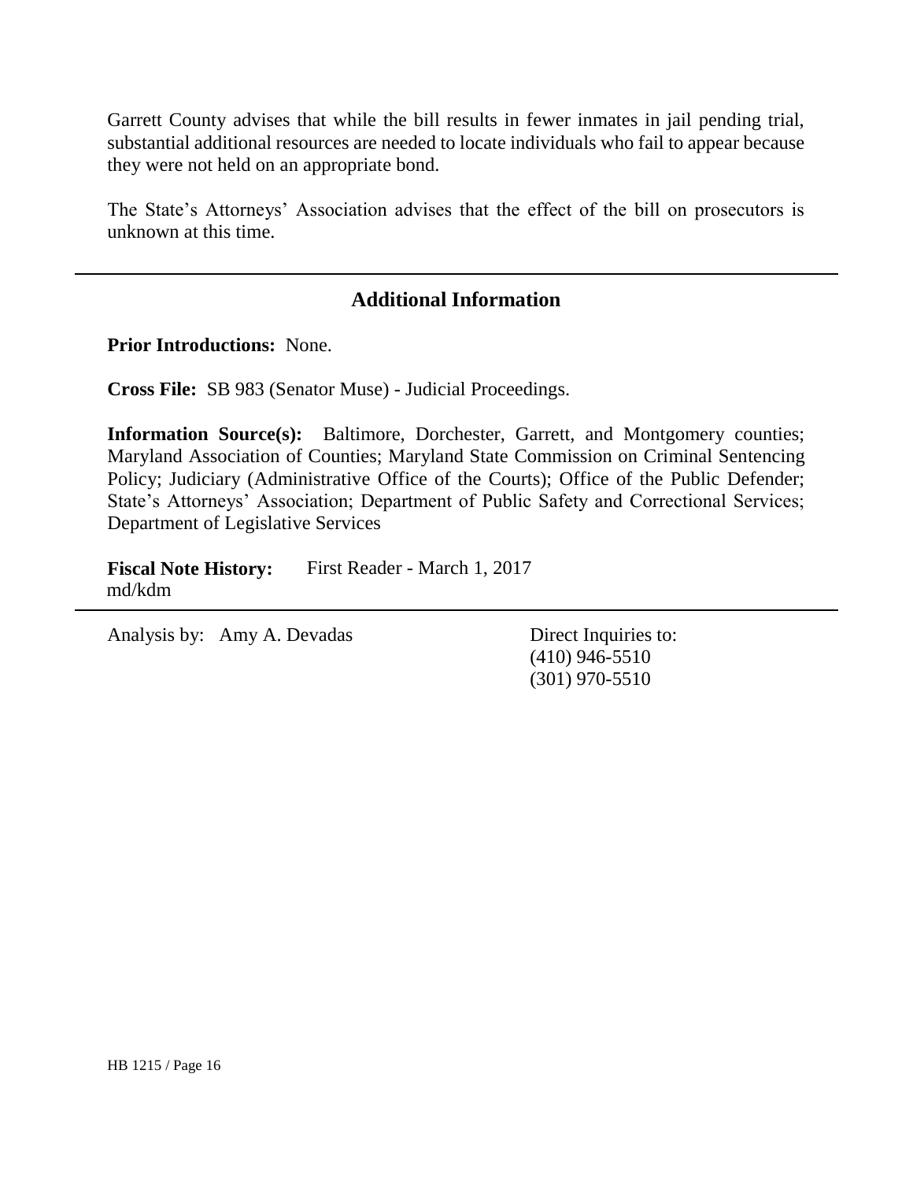Garrett County advises that while the bill results in fewer inmates in jail pending trial, substantial additional resources are needed to locate individuals who fail to appear because they were not held on an appropriate bond.

The State's Attorneys' Association advises that the effect of the bill on prosecutors is unknown at this time.

---

## Additional Information

**Prior Introductions:** None.

**Cross File:** SB 983 (Senator Muse) - Judicial Proceedings.

**Information Source(s):** Baltimore, Dorchester, Garrett, and Montgomery counties; Maryland Association of Counties; Maryland State Commission on Criminal Sentencing Policy; Judiciary (Administrative Office of the Courts); Office of the Public Defender; State's Attorneys' Association; Department of Public Safety and Correctional Services; Department of Legislative Services

**Fiscal Note History:** First Reader - March 1, 2017
md/kdm

---

Analysis by: Amy A. Devadas

Direct Inquiries to:
(410) 946-5510
(301) 970-5510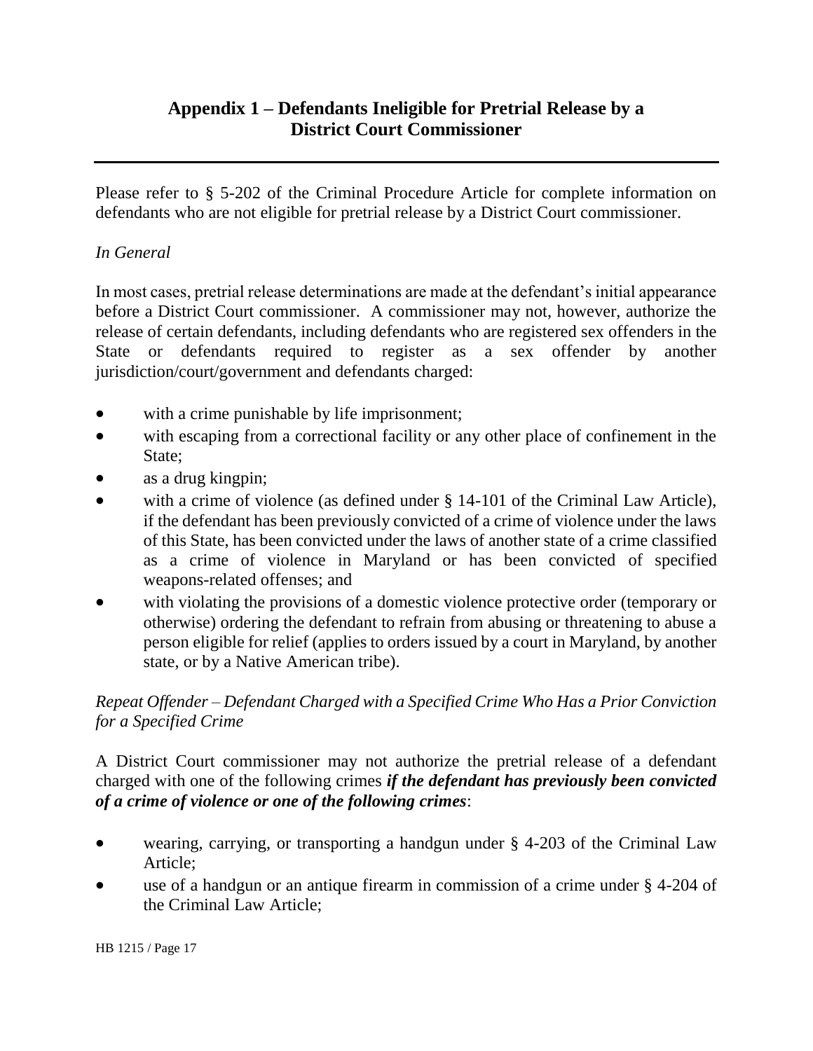# Appendix 1 – Defendants Ineligible for Pretrial Release by a District Court Commissioner

Please refer to § 5-202 of the Criminal Procedure Article for complete information on defendants who are not eligible for pretrial release by a District Court commissioner.

*In General*

In most cases, pretrial release determinations are made at the defendant's initial appearance before a District Court commissioner. A commissioner may not, however, authorize the release of certain defendants, including defendants who are registered sex offenders in the State or defendants required to register as a sex offender by another jurisdiction/court/government and defendants charged:

- with a crime punishable by life imprisonment;
- with escaping from a correctional facility or any other place of confinement in the State;
- as a drug kingpin;
- with a crime of violence (as defined under § 14-101 of the Criminal Law Article), if the defendant has been previously convicted of a crime of violence under the laws of this State, has been convicted under the laws of another state of a crime classified as a crime of violence in Maryland or has been convicted of specified weapons-related offenses; and
- with violating the provisions of a domestic violence protective order (temporary or otherwise) ordering the defendant to refrain from abusing or threatening to abuse a person eligible for relief (applies to orders issued by a court in Maryland, by another state, or by a Native American tribe).

*Repeat Offender – Defendant Charged with a Specified Crime Who Has a Prior Conviction for a Specified Crime*

A District Court commissioner may not authorize the pretrial release of a defendant charged with one of the following crimes ***if the defendant has previously been convicted of a crime of violence or one of the following crimes***:

- wearing, carrying, or transporting a handgun under § 4-203 of the Criminal Law Article;
- use of a handgun or an antique firearm in commission of a crime under § 4-204 of the Criminal Law Article;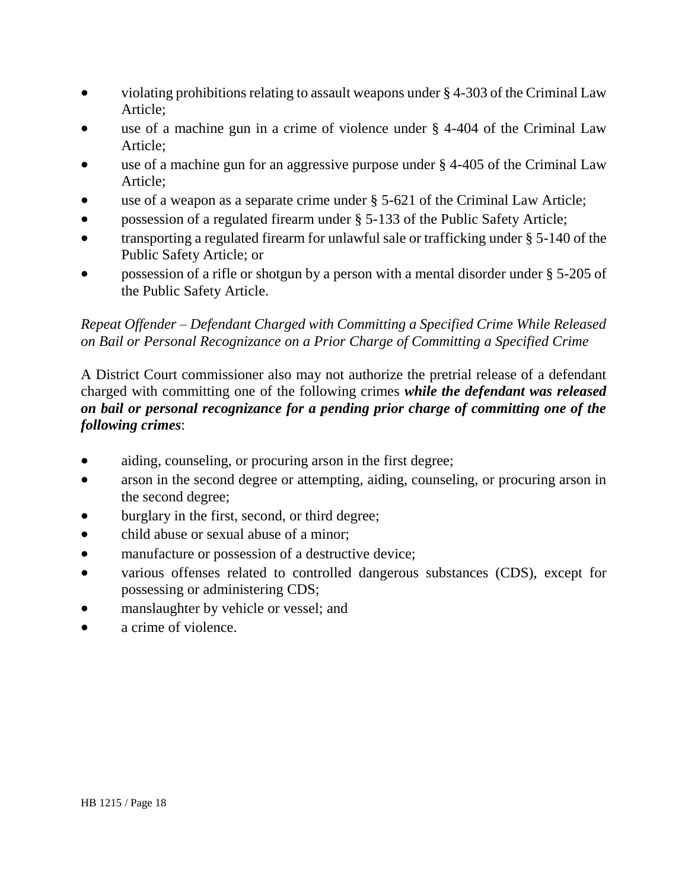- violating prohibitions relating to assault weapons under § 4-303 of the Criminal Law Article;
- use of a machine gun in a crime of violence under § 4-404 of the Criminal Law Article;
- use of a machine gun for an aggressive purpose under § 4-405 of the Criminal Law Article;
- use of a weapon as a separate crime under § 5-621 of the Criminal Law Article;
- possession of a regulated firearm under § 5-133 of the Public Safety Article;
- transporting a regulated firearm for unlawful sale or trafficking under § 5-140 of the Public Safety Article; or
- possession of a rifle or shotgun by a person with a mental disorder under § 5-205 of the Public Safety Article.

*Repeat Offender – Defendant Charged with Committing a Specified Crime While Released on Bail or Personal Recognizance on a Prior Charge of Committing a Specified Crime*

A District Court commissioner also may not authorize the pretrial release of a defendant charged with committing one of the following crimes ***while the defendant was released on bail or personal recognizance for a pending prior charge of committing one of the following crimes***:

- aiding, counseling, or procuring arson in the first degree;
- arson in the second degree or attempting, aiding, counseling, or procuring arson in the second degree;
- burglary in the first, second, or third degree;
- child abuse or sexual abuse of a minor;
- manufacture or possession of a destructive device;
- various offenses related to controlled dangerous substances (CDS), except for possessing or administering CDS;
- manslaughter by vehicle or vessel; and
- a crime of violence.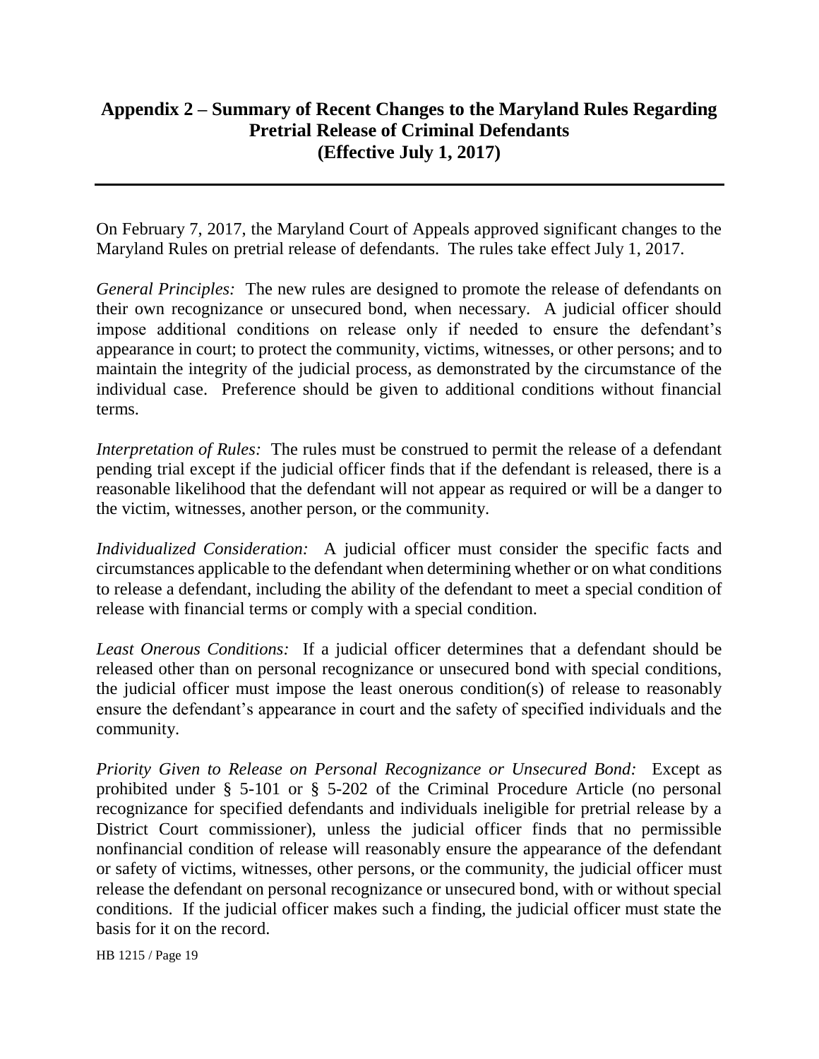## Appendix 2 – Summary of Recent Changes to the Maryland Rules Regarding Pretrial Release of Criminal Defendants (Effective July 1, 2017)

---

On February 7, 2017, the Maryland Court of Appeals approved significant changes to the Maryland Rules on pretrial release of defendants. The rules take effect July 1, 2017.

*General Principles:* The new rules are designed to promote the release of defendants on their own recognizance or unsecured bond, when necessary. A judicial officer should impose additional conditions on release only if needed to ensure the defendant's appearance in court; to protect the community, victims, witnesses, or other persons; and to maintain the integrity of the judicial process, as demonstrated by the circumstance of the individual case. Preference should be given to additional conditions without financial terms.

*Interpretation of Rules:* The rules must be construed to permit the release of a defendant pending trial except if the judicial officer finds that if the defendant is released, there is a reasonable likelihood that the defendant will not appear as required or will be a danger to the victim, witnesses, another person, or the community.

*Individualized Consideration:* A judicial officer must consider the specific facts and circumstances applicable to the defendant when determining whether or on what conditions to release a defendant, including the ability of the defendant to meet a special condition of release with financial terms or comply with a special condition.

*Least Onerous Conditions:* If a judicial officer determines that a defendant should be released other than on personal recognizance or unsecured bond with special conditions, the judicial officer must impose the least onerous condition(s) of release to reasonably ensure the defendant's appearance in court and the safety of specified individuals and the community.

*Priority Given to Release on Personal Recognizance or Unsecured Bond:* Except as prohibited under § 5-101 or § 5-202 of the Criminal Procedure Article (no personal recognizance for specified defendants and individuals ineligible for pretrial release by a District Court commissioner), unless the judicial officer finds that no permissible nonfinancial condition of release will reasonably ensure the appearance of the defendant or safety of victims, witnesses, other persons, or the community, the judicial officer must release the defendant on personal recognizance or unsecured bond, with or without special conditions. If the judicial officer makes such a finding, the judicial officer must state the basis for it on the record.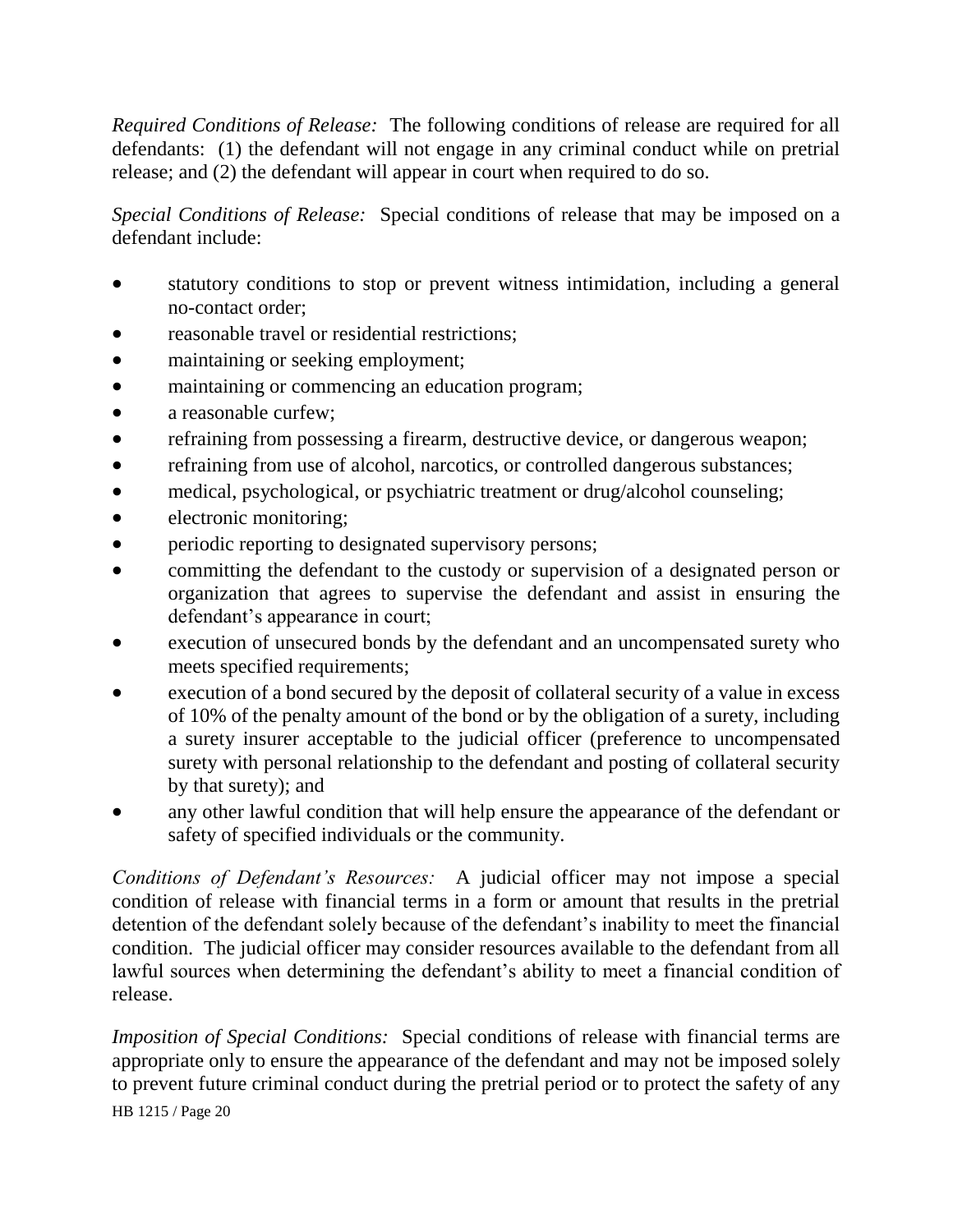*Required Conditions of Release:* The following conditions of release are required for all defendants: (1) the defendant will not engage in any criminal conduct while on pretrial release; and (2) the defendant will appear in court when required to do so.

*Special Conditions of Release:* Special conditions of release that may be imposed on a defendant include:

- statutory conditions to stop or prevent witness intimidation, including a general no-contact order;
- reasonable travel or residential restrictions;
- maintaining or seeking employment;
- maintaining or commencing an education program;
- a reasonable curfew;
- refraining from possessing a firearm, destructive device, or dangerous weapon;
- refraining from use of alcohol, narcotics, or controlled dangerous substances;
- medical, psychological, or psychiatric treatment or drug/alcohol counseling;
- electronic monitoring;
- periodic reporting to designated supervisory persons;
- committing the defendant to the custody or supervision of a designated person or organization that agrees to supervise the defendant and assist in ensuring the defendant's appearance in court;
- execution of unsecured bonds by the defendant and an uncompensated surety who meets specified requirements;
- execution of a bond secured by the deposit of collateral security of a value in excess of 10% of the penalty amount of the bond or by the obligation of a surety, including a surety insurer acceptable to the judicial officer (preference to uncompensated surety with personal relationship to the defendant and posting of collateral security by that surety); and
- any other lawful condition that will help ensure the appearance of the defendant or safety of specified individuals or the community.

*Conditions of Defendant's Resources:* A judicial officer may not impose a special condition of release with financial terms in a form or amount that results in the pretrial detention of the defendant solely because of the defendant's inability to meet the financial condition. The judicial officer may consider resources available to the defendant from all lawful sources when determining the defendant's ability to meet a financial condition of release.

*Imposition of Special Conditions:* Special conditions of release with financial terms are appropriate only to ensure the appearance of the defendant and may not be imposed solely to prevent future criminal conduct during the pretrial period or to protect the safety of any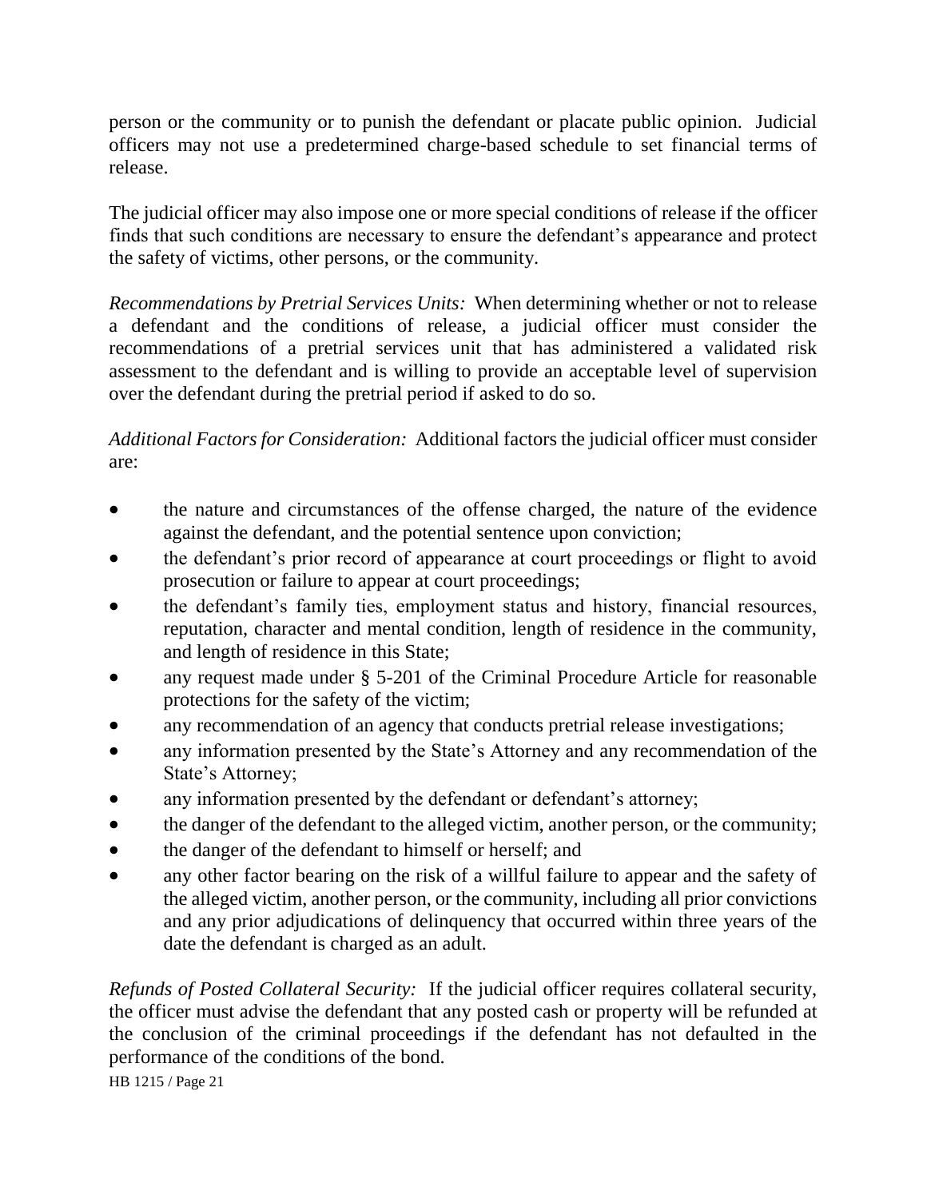person or the community or to punish the defendant or placate public opinion. Judicial officers may not use a predetermined charge-based schedule to set financial terms of release.

The judicial officer may also impose one or more special conditions of release if the officer finds that such conditions are necessary to ensure the defendant's appearance and protect the safety of victims, other persons, or the community.

*Recommendations by Pretrial Services Units:* When determining whether or not to release a defendant and the conditions of release, a judicial officer must consider the recommendations of a pretrial services unit that has administered a validated risk assessment to the defendant and is willing to provide an acceptable level of supervision over the defendant during the pretrial period if asked to do so.

*Additional Factors for Consideration:* Additional factors the judicial officer must consider are:

- the nature and circumstances of the offense charged, the nature of the evidence against the defendant, and the potential sentence upon conviction;
- the defendant's prior record of appearance at court proceedings or flight to avoid prosecution or failure to appear at court proceedings;
- the defendant's family ties, employment status and history, financial resources, reputation, character and mental condition, length of residence in the community, and length of residence in this State;
- any request made under § 5-201 of the Criminal Procedure Article for reasonable protections for the safety of the victim;
- any recommendation of an agency that conducts pretrial release investigations;
- any information presented by the State's Attorney and any recommendation of the State's Attorney;
- any information presented by the defendant or defendant's attorney;
- the danger of the defendant to the alleged victim, another person, or the community;
- the danger of the defendant to himself or herself; and
- any other factor bearing on the risk of a willful failure to appear and the safety of the alleged victim, another person, or the community, including all prior convictions and any prior adjudications of delinquency that occurred within three years of the date the defendant is charged as an adult.

*Refunds of Posted Collateral Security:* If the judicial officer requires collateral security, the officer must advise the defendant that any posted cash or property will be refunded at the conclusion of the criminal proceedings if the defendant has not defaulted in the performance of the conditions of the bond.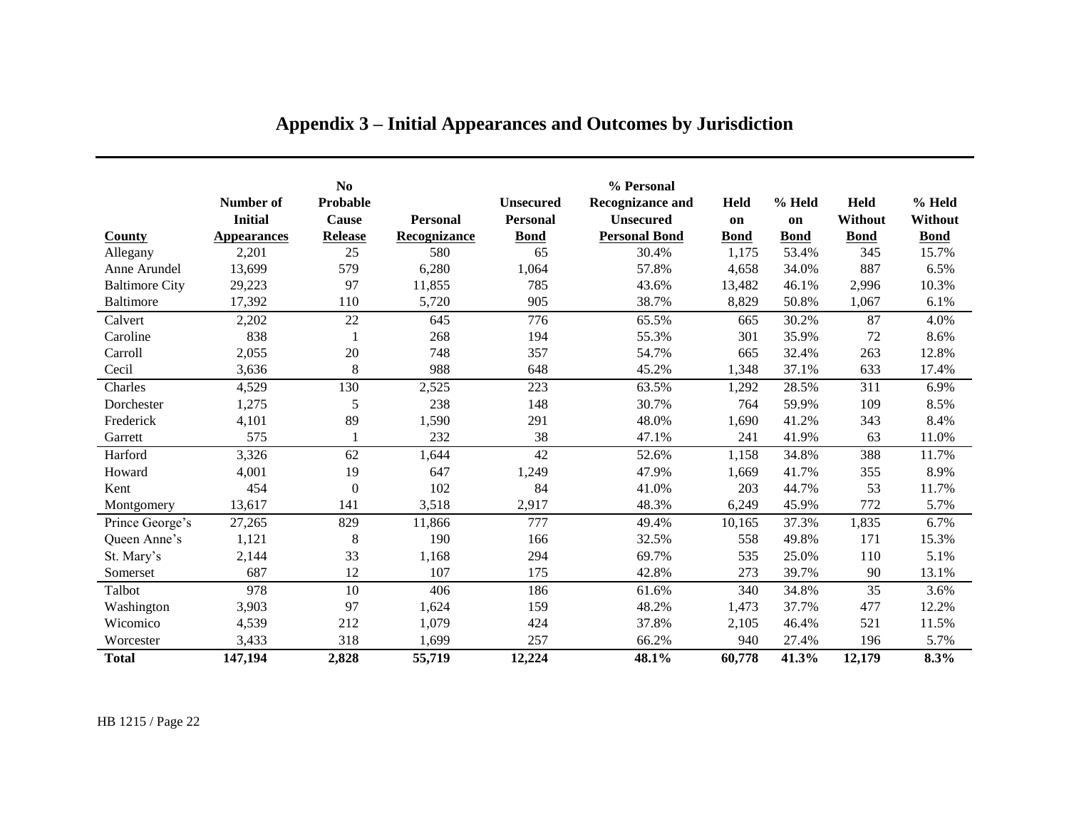# Appendix 3 – Initial Appearances and Outcomes by Jurisdiction

| County | Number of Initial Appearances | No Probable Cause Release | Personal Recognizance | Unsecured Personal Bond | % Personal Recognizance and Unsecured Personal Bond | Held on Bond | % Held on Bond | Held Without Bond | % Held Without Bond |
|---|---|---|---|---|---|---|---|---|---|
| Allegany | 2,201 | 25 | 580 | 65 | 30.4% | 1,175 | 53.4% | 345 | 15.7% |
| Anne Arundel | 13,699 | 579 | 6,280 | 1,064 | 57.8% | 4,658 | 34.0% | 887 | 6.5% |
| Baltimore City | 29,223 | 97 | 11,855 | 785 | 43.6% | 13,482 | 46.1% | 2,996 | 10.3% |
| Baltimore | 17,392 | 110 | 5,720 | 905 | 38.7% | 8,829 | 50.8% | 1,067 | 6.1% |
| Calvert | 2,202 | 22 | 645 | 776 | 65.5% | 665 | 30.2% | 87 | 4.0% |
| Caroline | 838 | 1 | 268 | 194 | 55.3% | 301 | 35.9% | 72 | 8.6% |
| Carroll | 2,055 | 20 | 748 | 357 | 54.7% | 665 | 32.4% | 263 | 12.8% |
| Cecil | 3,636 | 8 | 988 | 648 | 45.2% | 1,348 | 37.1% | 633 | 17.4% |
| Charles | 4,529 | 130 | 2,525 | 223 | 63.5% | 1,292 | 28.5% | 311 | 6.9% |
| Dorchester | 1,275 | 5 | 238 | 148 | 30.7% | 764 | 59.9% | 109 | 8.5% |
| Frederick | 4,101 | 89 | 1,590 | 291 | 48.0% | 1,690 | 41.2% | 343 | 8.4% |
| Garrett | 575 | 1 | 232 | 38 | 47.1% | 241 | 41.9% | 63 | 11.0% |
| Harford | 3,326 | 62 | 1,644 | 42 | 52.6% | 1,158 | 34.8% | 388 | 11.7% |
| Howard | 4,001 | 19 | 647 | 1,249 | 47.9% | 1,669 | 41.7% | 355 | 8.9% |
| Kent | 454 | 0 | 102 | 84 | 41.0% | 203 | 44.7% | 53 | 11.7% |
| Montgomery | 13,617 | 141 | 3,518 | 2,917 | 48.3% | 6,249 | 45.9% | 772 | 5.7% |
| Prince George's | 27,265 | 829 | 11,866 | 777 | 49.4% | 10,165 | 37.3% | 1,835 | 6.7% |
| Queen Anne's | 1,121 | 8 | 190 | 166 | 32.5% | 558 | 49.8% | 171 | 15.3% |
| St. Mary's | 2,144 | 33 | 1,168 | 294 | 69.7% | 535 | 25.0% | 110 | 5.1% |
| Somerset | 687 | 12 | 107 | 175 | 42.8% | 273 | 39.7% | 90 | 13.1% |
| Talbot | 978 | 10 | 406 | 186 | 61.6% | 340 | 34.8% | 35 | 3.6% |
| Washington | 3,903 | 97 | 1,624 | 159 | 48.2% | 1,473 | 37.7% | 477 | 12.2% |
| Wicomico | 4,539 | 212 | 1,079 | 424 | 37.8% | 2,105 | 46.4% | 521 | 11.5% |
| Worcester | 3,433 | 318 | 1,699 | 257 | 66.2% | 940 | 27.4% | 196 | 5.7% |
| **Total** | **147,194** | **2,828** | **55,719** | **12,224** | **48.1%** | **60,778** | **41.3%** | **12,179** | **8.3%** |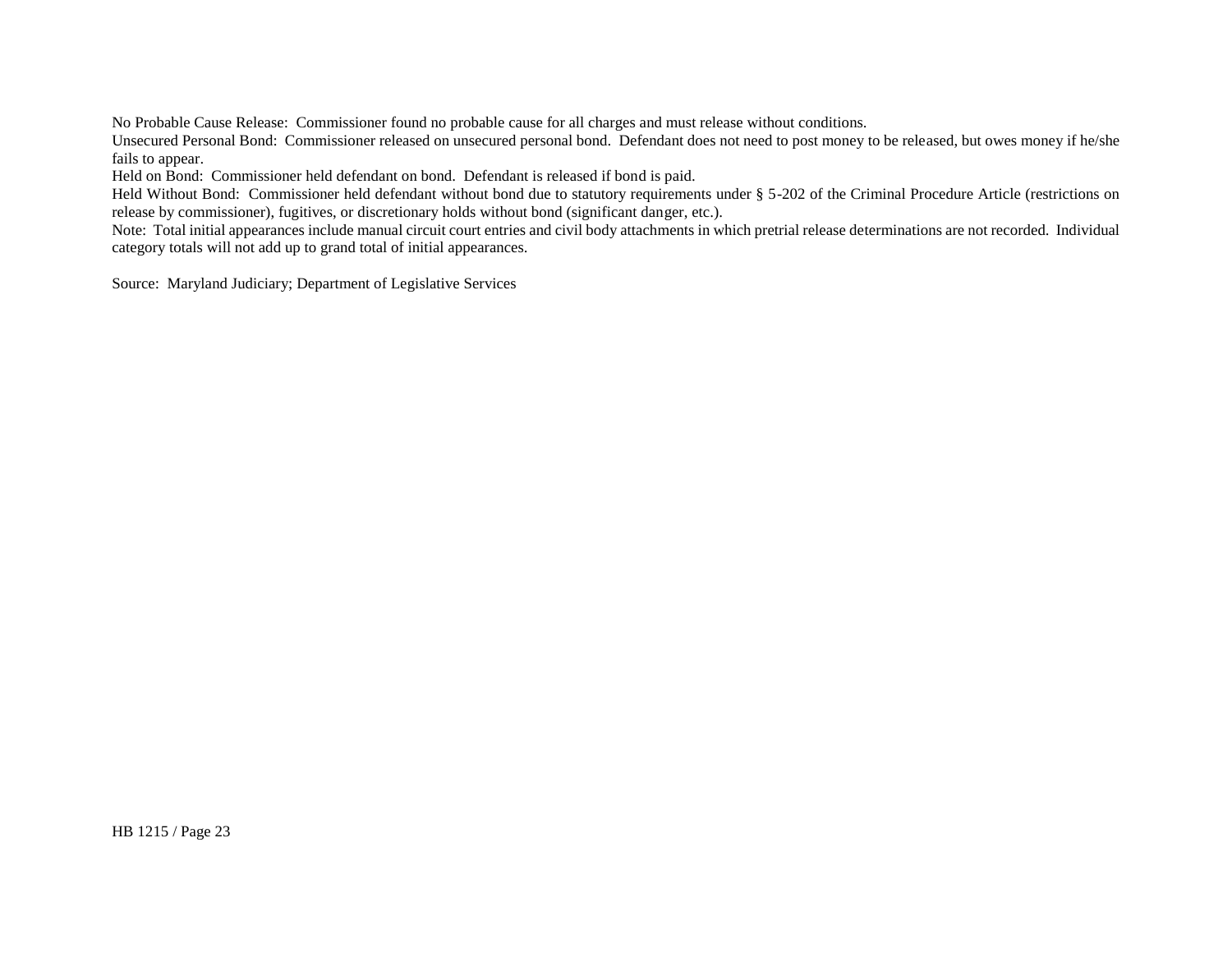No Probable Cause Release: Commissioner found no probable cause for all charges and must release without conditions.

Unsecured Personal Bond: Commissioner released on unsecured personal bond. Defendant does not need to post money to be released, but owes money if he/she fails to appear.

Held on Bond: Commissioner held defendant on bond. Defendant is released if bond is paid.

Held Without Bond: Commissioner held defendant without bond due to statutory requirements under § 5-202 of the Criminal Procedure Article (restrictions on release by commissioner), fugitives, or discretionary holds without bond (significant danger, etc.).

Note: Total initial appearances include manual circuit court entries and civil body attachments in which pretrial release determinations are not recorded. Individual category totals will not add up to grand total of initial appearances.

Source: Maryland Judiciary; Department of Legislative Services